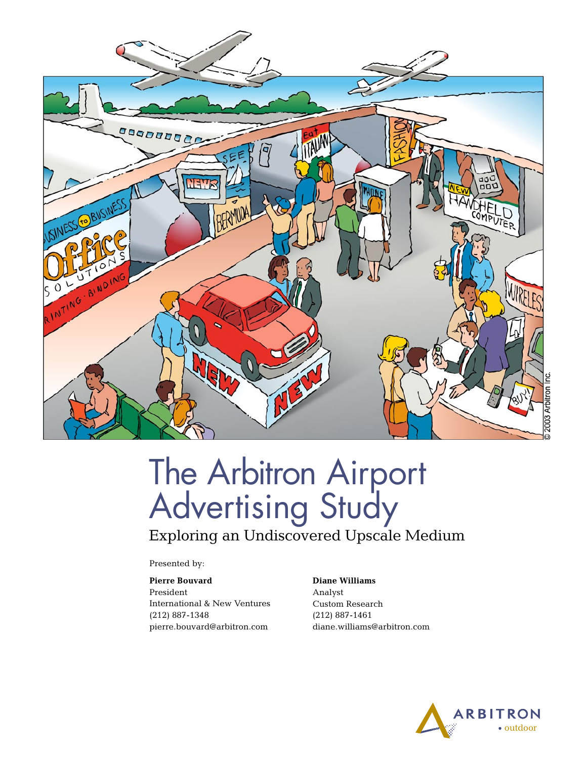# The Arbitron Airport Advertising Study

## Exploring an Undiscovered Upscale Medium

Presented by:

**Pierre Bouvard**
President
International & New Ventures
(212) 887-1348
pierre.bouvard@arbitron.com

**Diane Williams**
Analyst
Custom Research
(212) 887-1461
diane.williams@arbitron.com

ARBITRON
• outdoor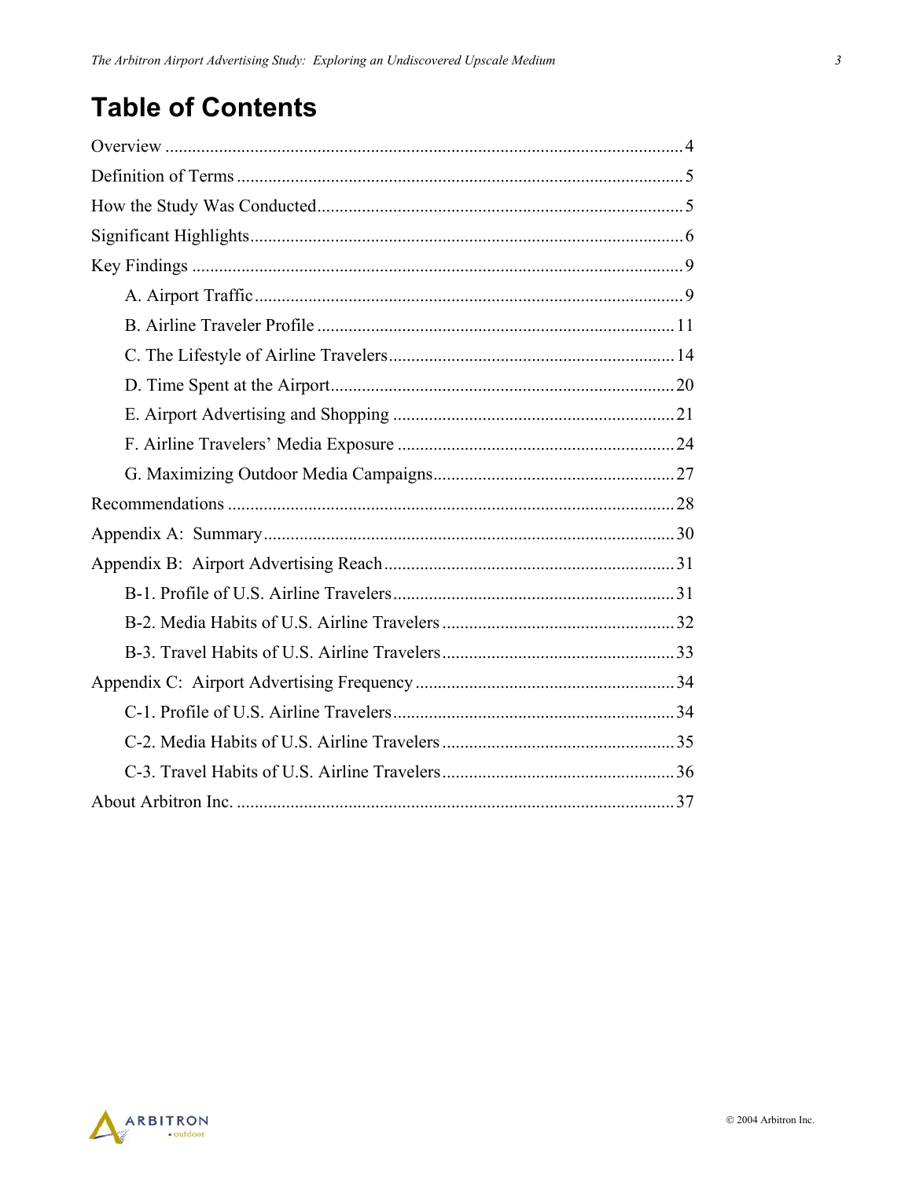# Table of Contents

- Overview .......... 4
- Definition of Terms .......... 5
- How the Study Was Conducted .......... 5
- Significant Highlights .......... 6
- Key Findings .......... 9
  - A. Airport Traffic .......... 9
  - B. Airline Traveler Profile .......... 11
  - C. The Lifestyle of Airline Travelers .......... 14
  - D. Time Spent at the Airport .......... 20
  - E. Airport Advertising and Shopping .......... 21
  - F. Airline Travelers' Media Exposure .......... 24
  - G. Maximizing Outdoor Media Campaigns .......... 27
- Recommendations .......... 28
- Appendix A: Summary .......... 30
- Appendix B: Airport Advertising Reach .......... 31
  - B-1. Profile of U.S. Airline Travelers .......... 31
  - B-2. Media Habits of U.S. Airline Travelers .......... 32
  - B-3. Travel Habits of U.S. Airline Travelers .......... 33
- Appendix C: Airport Advertising Frequency .......... 34
  - C-1. Profile of U.S. Airline Travelers .......... 34
  - C-2. Media Habits of U.S. Airline Travelers .......... 35
  - C-3. Travel Habits of U.S. Airline Travelers .......... 36
- About Arbitron Inc. .......... 37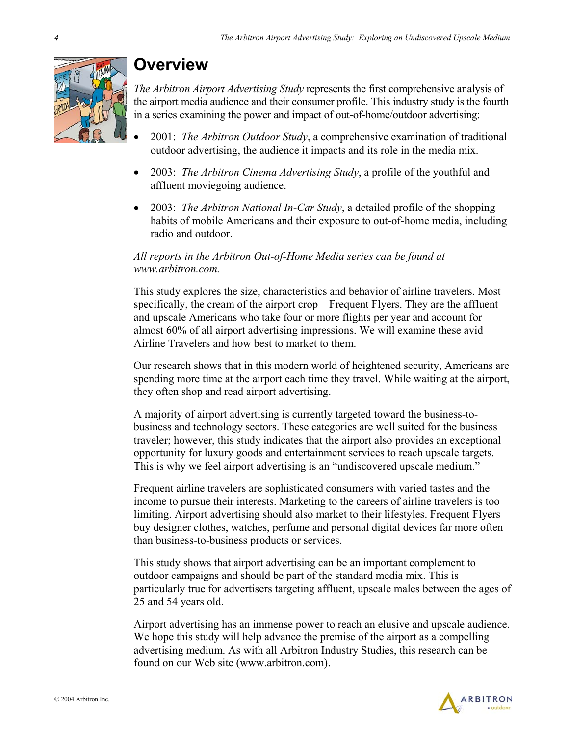# Overview

*The Arbitron Airport Advertising Study* represents the first comprehensive analysis of the airport media audience and their consumer profile. This industry study is the fourth in a series examining the power and impact of out-of-home/outdoor advertising:

- 2001: *The Arbitron Outdoor Study*, a comprehensive examination of traditional outdoor advertising, the audience it impacts and its role in the media mix.
- 2003: *The Arbitron Cinema Advertising Study*, a profile of the youthful and affluent moviegoing audience.
- 2003: *The Arbitron National In-Car Study*, a detailed profile of the shopping habits of mobile Americans and their exposure to out-of-home media, including radio and outdoor.

*All reports in the Arbitron Out-of-Home Media series can be found at www.arbitron.com.*

This study explores the size, characteristics and behavior of airline travelers. Most specifically, the cream of the airport crop—Frequent Flyers. They are the affluent and upscale Americans who take four or more flights per year and account for almost 60% of all airport advertising impressions. We will examine these avid Airline Travelers and how best to market to them.

Our research shows that in this modern world of heightened security, Americans are spending more time at the airport each time they travel. While waiting at the airport, they often shop and read airport advertising.

A majority of airport advertising is currently targeted toward the business-to-business and technology sectors. These categories are well suited for the business traveler; however, this study indicates that the airport also provides an exceptional opportunity for luxury goods and entertainment services to reach upscale targets. This is why we feel airport advertising is an "undiscovered upscale medium."

Frequent airline travelers are sophisticated consumers with varied tastes and the income to pursue their interests. Marketing to the careers of airline travelers is too limiting. Airport advertising should also market to their lifestyles. Frequent Flyers buy designer clothes, watches, perfume and personal digital devices far more often than business-to-business products or services.

This study shows that airport advertising can be an important complement to outdoor campaigns and should be part of the standard media mix. This is particularly true for advertisers targeting affluent, upscale males between the ages of 25 and 54 years old.

Airport advertising has an immense power to reach an elusive and upscale audience. We hope this study will help advance the premise of the airport as a compelling advertising medium. As with all Arbitron Industry Studies, this research can be found on our Web site (www.arbitron.com).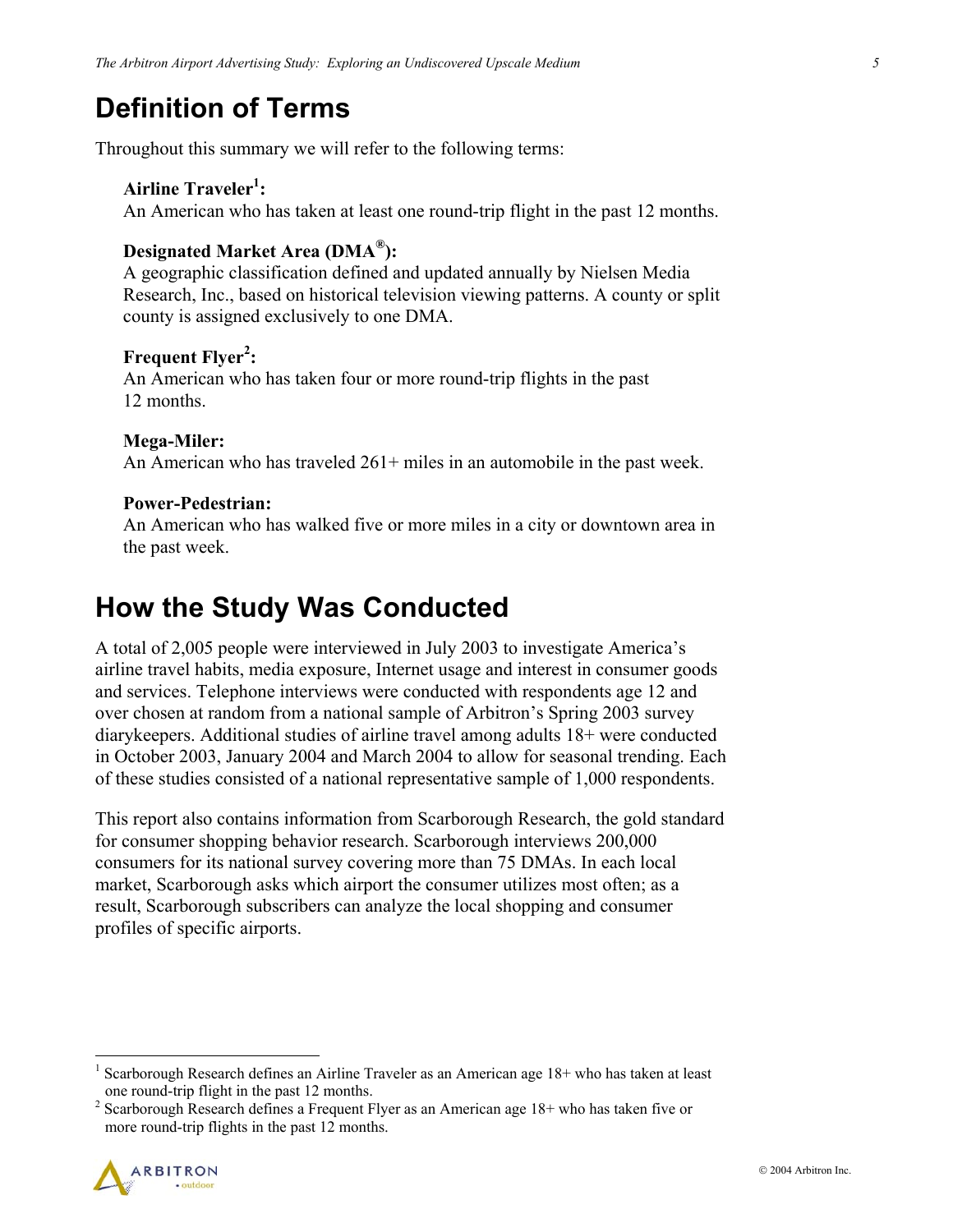# Definition of Terms

Throughout this summary we will refer to the following terms:

**Airline Traveler[1]:**
An American who has taken at least one round-trip flight in the past 12 months.

**Designated Market Area (DMA®):**
A geographic classification defined and updated annually by Nielsen Media Research, Inc., based on historical television viewing patterns. A county or split county is assigned exclusively to one DMA.

**Frequent Flyer[2]:**
An American who has taken four or more round-trip flights in the past 12 months.

**Mega-Miler:**
An American who has traveled 261+ miles in an automobile in the past week.

**Power-Pedestrian:**
An American who has walked five or more miles in a city or downtown area in the past week.

# How the Study Was Conducted

A total of 2,005 people were interviewed in July 2003 to investigate America's airline travel habits, media exposure, Internet usage and interest in consumer goods and services. Telephone interviews were conducted with respondents age 12 and over chosen at random from a national sample of Arbitron's Spring 2003 survey diarykeepers. Additional studies of airline travel among adults 18+ were conducted in October 2003, January 2004 and March 2004 to allow for seasonal trending. Each of these studies consisted of a national representative sample of 1,000 respondents.

This report also contains information from Scarborough Research, the gold standard for consumer shopping behavior research. Scarborough interviews 200,000 consumers for its national survey covering more than 75 DMAs. In each local market, Scarborough asks which airport the consumer utilizes most often; as a result, Scarborough subscribers can analyze the local shopping and consumer profiles of specific airports.

[1] Scarborough Research defines an Airline Traveler as an American age 18+ who has taken at least one round-trip flight in the past 12 months.

[2] Scarborough Research defines a Frequent Flyer as an American age 18+ who has taken five or more round-trip flights in the past 12 months.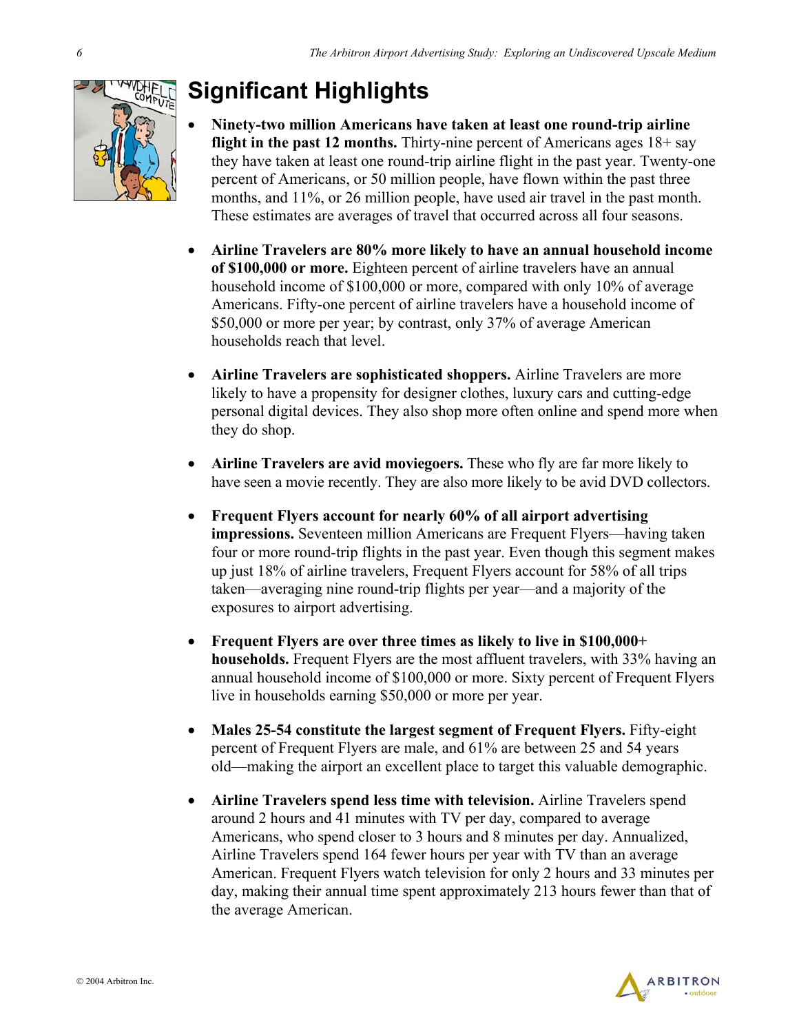# Significant Highlights

- **Ninety-two million Americans have taken at least one round-trip airline flight in the past 12 months.** Thirty-nine percent of Americans ages 18+ say they have taken at least one round-trip airline flight in the past year. Twenty-one percent of Americans, or 50 million people, have flown within the past three months, and 11%, or 26 million people, have used air travel in the past month. These estimates are averages of travel that occurred across all four seasons.

- **Airline Travelers are 80% more likely to have an annual household income of $100,000 or more.** Eighteen percent of airline travelers have an annual household income of $100,000 or more, compared with only 10% of average Americans. Fifty-one percent of airline travelers have a household income of $50,000 or more per year; by contrast, only 37% of average American households reach that level.

- **Airline Travelers are sophisticated shoppers.** Airline Travelers are more likely to have a propensity for designer clothes, luxury cars and cutting-edge personal digital devices. They also shop more often online and spend more when they do shop.

- **Airline Travelers are avid moviegoers.** These who fly are far more likely to have seen a movie recently. They are also more likely to be avid DVD collectors.

- **Frequent Flyers account for nearly 60% of all airport advertising impressions.** Seventeen million Americans are Frequent Flyers—having taken four or more round-trip flights in the past year. Even though this segment makes up just 18% of airline travelers, Frequent Flyers account for 58% of all trips taken—averaging nine round-trip flights per year—and a majority of the exposures to airport advertising.

- **Frequent Flyers are over three times as likely to live in $100,000+ households.** Frequent Flyers are the most affluent travelers, with 33% having an annual household income of $100,000 or more. Sixty percent of Frequent Flyers live in households earning $50,000 or more per year.

- **Males 25-54 constitute the largest segment of Frequent Flyers.** Fifty-eight percent of Frequent Flyers are male, and 61% are between 25 and 54 years old—making the airport an excellent place to target this valuable demographic.

- **Airline Travelers spend less time with television.** Airline Travelers spend around 2 hours and 41 minutes with TV per day, compared to average Americans, who spend closer to 3 hours and 8 minutes per day. Annualized, Airline Travelers spend 164 fewer hours per year with TV than an average American. Frequent Flyers watch television for only 2 hours and 33 minutes per day, making their annual time spent approximately 213 hours fewer than that of the average American.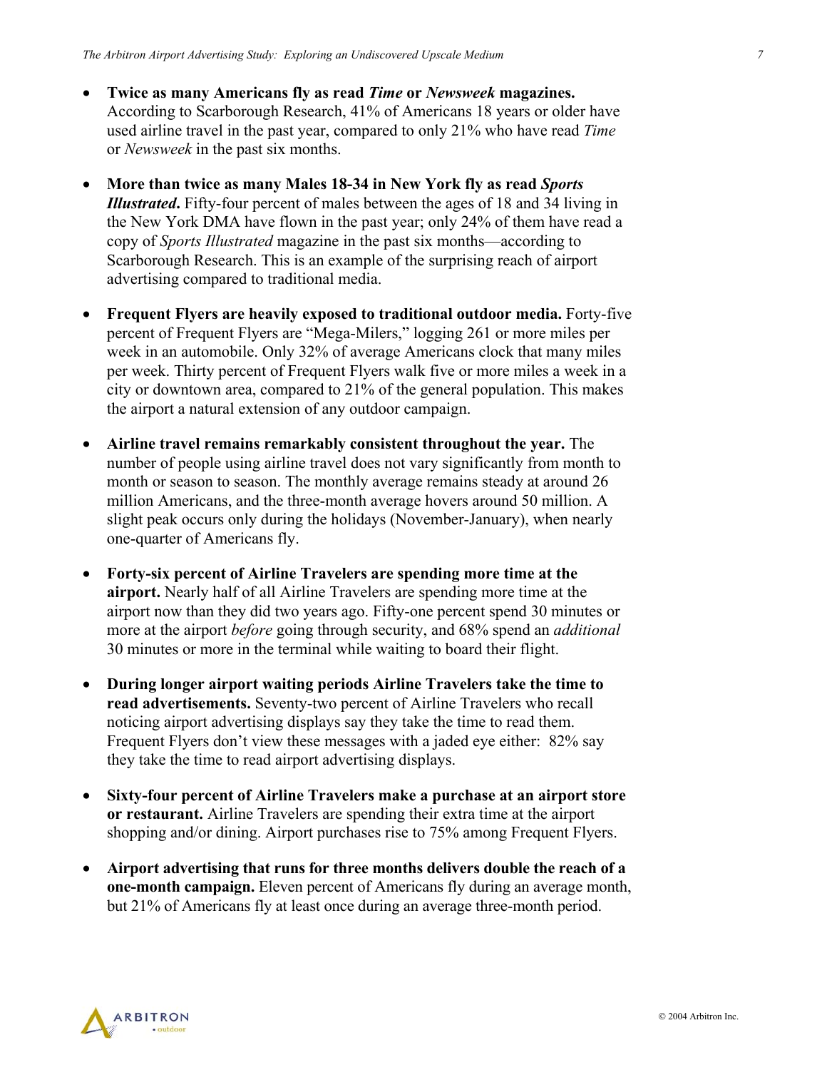- **Twice as many Americans fly as read *Time* or *Newsweek* magazines.** According to Scarborough Research, 41% of Americans 18 years or older have used airline travel in the past year, compared to only 21% who have read *Time* or *Newsweek* in the past six months.

- **More than twice as many Males 18-34 in New York fly as read *Sports Illustrated*.** Fifty-four percent of males between the ages of 18 and 34 living in the New York DMA have flown in the past year; only 24% of them have read a copy of *Sports Illustrated* magazine in the past six months—according to Scarborough Research. This is an example of the surprising reach of airport advertising compared to traditional media.

- **Frequent Flyers are heavily exposed to traditional outdoor media.** Forty-five percent of Frequent Flyers are "Mega-Milers," logging 261 or more miles per week in an automobile. Only 32% of average Americans clock that many miles per week. Thirty percent of Frequent Flyers walk five or more miles a week in a city or downtown area, compared to 21% of the general population. This makes the airport a natural extension of any outdoor campaign.

- **Airline travel remains remarkably consistent throughout the year.** The number of people using airline travel does not vary significantly from month to month or season to season. The monthly average remains steady at around 26 million Americans, and the three-month average hovers around 50 million. A slight peak occurs only during the holidays (November-January), when nearly one-quarter of Americans fly.

- **Forty-six percent of Airline Travelers are spending more time at the airport.** Nearly half of all Airline Travelers are spending more time at the airport now than they did two years ago. Fifty-one percent spend 30 minutes or more at the airport *before* going through security, and 68% spend an *additional* 30 minutes or more in the terminal while waiting to board their flight.

- **During longer airport waiting periods Airline Travelers take the time to read advertisements.** Seventy-two percent of Airline Travelers who recall noticing airport advertising displays say they take the time to read them. Frequent Flyers don't view these messages with a jaded eye either: 82% say they take the time to read airport advertising displays.

- **Sixty-four percent of Airline Travelers make a purchase at an airport store or restaurant.** Airline Travelers are spending their extra time at the airport shopping and/or dining. Airport purchases rise to 75% among Frequent Flyers.

- **Airport advertising that runs for three months delivers double the reach of a one-month campaign.** Eleven percent of Americans fly during an average month, but 21% of Americans fly at least once during an average three-month period.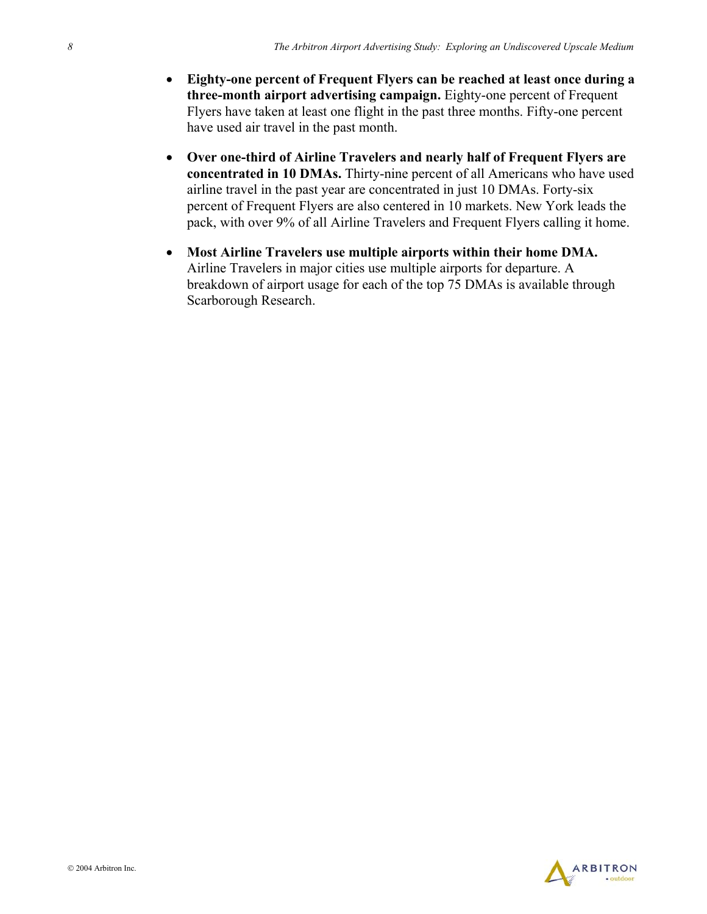- **Eighty-one percent of Frequent Flyers can be reached at least once during a three-month airport advertising campaign.** Eighty-one percent of Frequent Flyers have taken at least one flight in the past three months. Fifty-one percent have used air travel in the past month.

- **Over one-third of Airline Travelers and nearly half of Frequent Flyers are concentrated in 10 DMAs.** Thirty-nine percent of all Americans who have used airline travel in the past year are concentrated in just 10 DMAs. Forty-six percent of Frequent Flyers are also centered in 10 markets. New York leads the pack, with over 9% of all Airline Travelers and Frequent Flyers calling it home.

- **Most Airline Travelers use multiple airports within their home DMA.** Airline Travelers in major cities use multiple airports for departure. A breakdown of airport usage for each of the top 75 DMAs is available through Scarborough Research.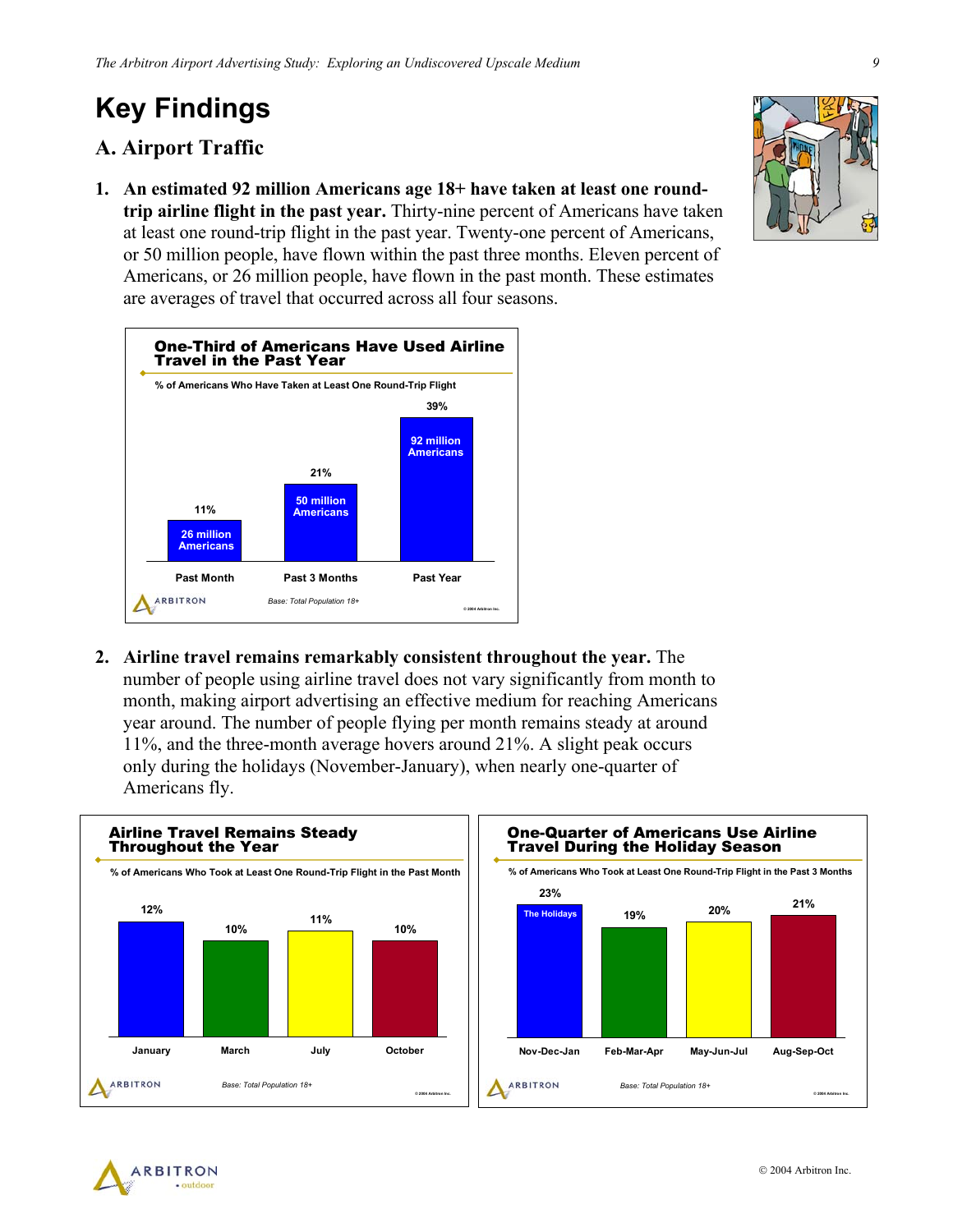# Key Findings

## A. Airport Traffic

1. **An estimated 92 million Americans age 18+ have taken at least one round-trip airline flight in the past year.** Thirty-nine percent of Americans have taken at least one round-trip flight in the past year. Twenty-one percent of Americans, or 50 million people, have flown within the past three months. Eleven percent of Americans, or 26 million people, have flown in the past month. These estimates are averages of travel that occurred across all four seasons.

**One-Third of Americans Have Used Airline Travel in the Past Year**

% of Americans Who Have Taken at Least One Round-Trip Flight

| | Past Month | Past 3 Months | Past Year |
|---|---|---|---|
| % | 11% | 21% | 39% |
| Americans | 26 million | 50 million | 92 million |

Base: Total Population 18+

2. **Airline travel remains remarkably consistent throughout the year.** The number of people using airline travel does not vary significantly from month to month, making airport advertising an effective medium for reaching Americans year around. The number of people flying per month remains steady at around 11%, and the three-month average hovers around 21%. A slight peak occurs only during the holidays (November-January), when nearly one-quarter of Americans fly.

**Airline Travel Remains Steady Throughout the Year**

% of Americans Who Took at Least One Round-Trip Flight in the Past Month

| January | March | July | October |
|---|---|---|---|
| 12% | 10% | 11% | 10% |

Base: Total Population 18+

**One-Quarter of Americans Use Airline Travel During the Holiday Season**

% of Americans Who Took at Least One Round-Trip Flight in the Past 3 Months

| Nov-Dec-Jan (The Holidays) | Feb-Mar-Apr | May-Jun-Jul | Aug-Sep-Oct |
|---|---|---|---|
| 23% | 19% | 20% | 21% |

Base: Total Population 18+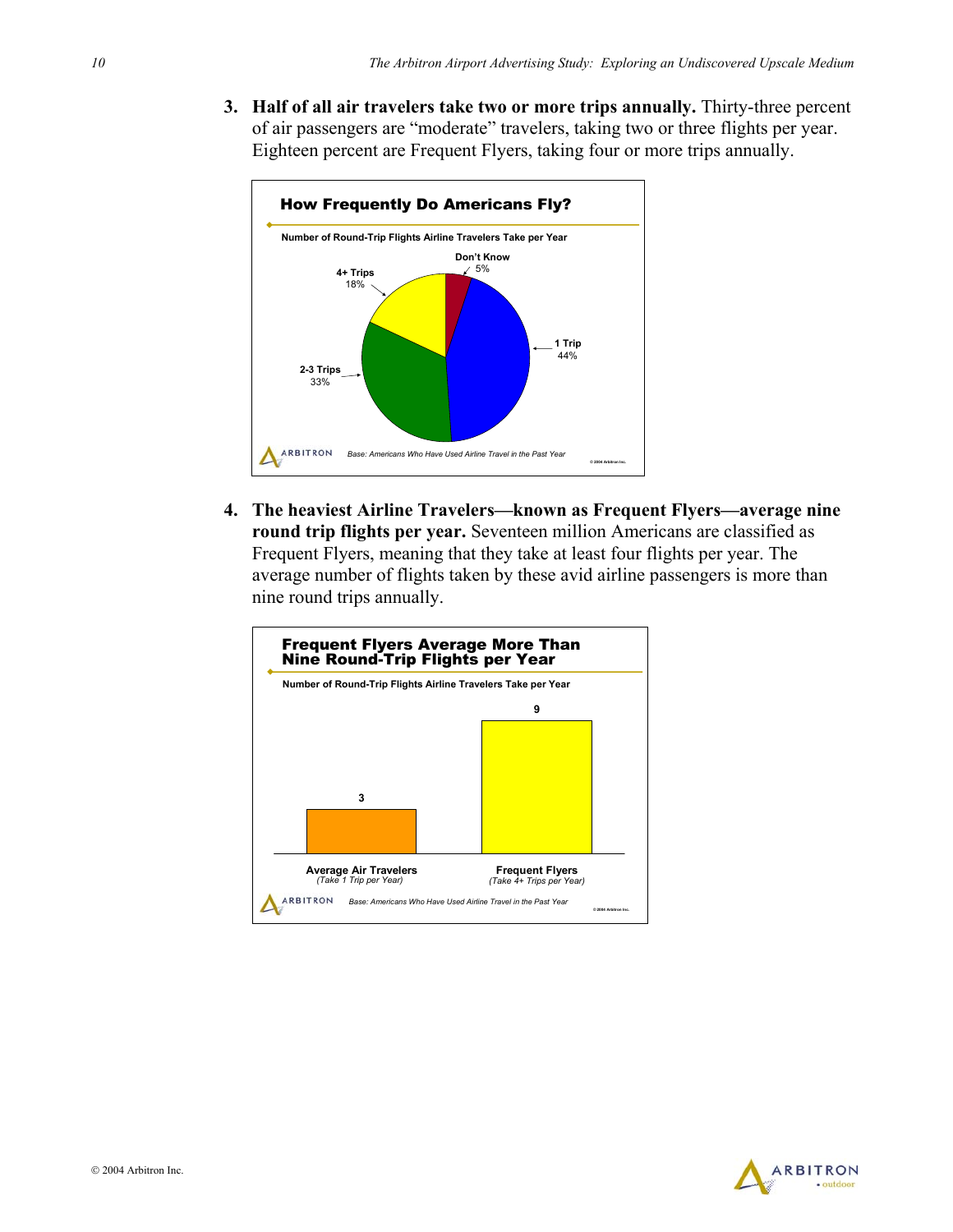3. **Half of all air travelers take two or more trips annually.** Thirty-three percent of air passengers are “moderate” travelers, taking two or three flights per year. Eighteen percent are Frequent Flyers, taking four or more trips annually.

**How Frequently Do Americans Fly?**

Number of Round-Trip Flights Airline Travelers Take per Year

| Category | Percent |
|---|---|
| 1 Trip | 44% |
| 2-3 Trips | 33% |
| 4+ Trips | 18% |
| Don't Know | 5% |

*Base: Americans Who Have Used Airline Travel in the Past Year*

4. **The heaviest Airline Travelers—known as Frequent Flyers—average nine round trip flights per year.** Seventeen million Americans are classified as Frequent Flyers, meaning that they take at least four flights per year. The average number of flights taken by these avid airline passengers is more than nine round trips annually.

**Frequent Flyers Average More Than Nine Round-Trip Flights per Year**

Number of Round-Trip Flights Airline Travelers Take per Year

| Group | Flights |
|---|---|
| Average Air Travelers *(Take 1 Trip per Year)* | 3 |
| Frequent Flyers *(Take 4+ Trips per Year)* | 9 |

*Base: Americans Who Have Used Airline Travel in the Past Year*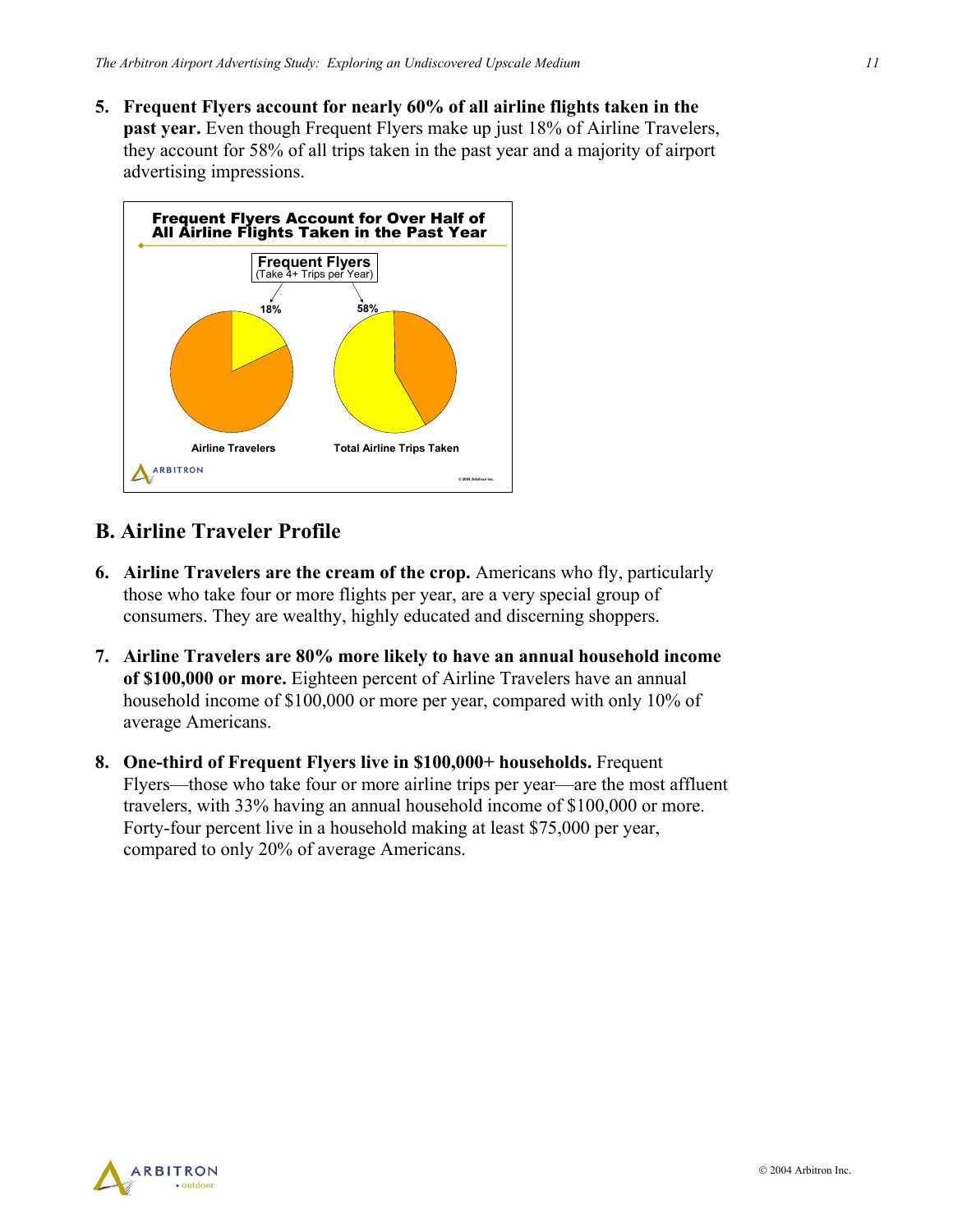5. **Frequent Flyers account for nearly 60% of all airline flights taken in the past year.** Even though Frequent Flyers make up just 18% of Airline Travelers, they account for 58% of all trips taken in the past year and a majority of airport advertising impressions.

**Frequent Flyers Account for Over Half of All Airline Flights Taken in the Past Year**

Frequent Flyers (Take 4+ Trips per Year)

| | Airline Travelers | Total Airline Trips Taken |
|---|---|---|
| Frequent Flyers | 18% | 58% |

## B. Airline Traveler Profile

6. **Airline Travelers are the cream of the crop.** Americans who fly, particularly those who take four or more flights per year, are a very special group of consumers. They are wealthy, highly educated and discerning shoppers.

7. **Airline Travelers are 80% more likely to have an annual household income of $100,000 or more.** Eighteen percent of Airline Travelers have an annual household income of $100,000 or more per year, compared with only 10% of average Americans.

8. **One-third of Frequent Flyers live in $100,000+ households.** Frequent Flyers—those who take four or more airline trips per year—are the most affluent travelers, with 33% having an annual household income of $100,000 or more. Forty-four percent live in a household making at least $75,000 per year, compared to only 20% of average Americans.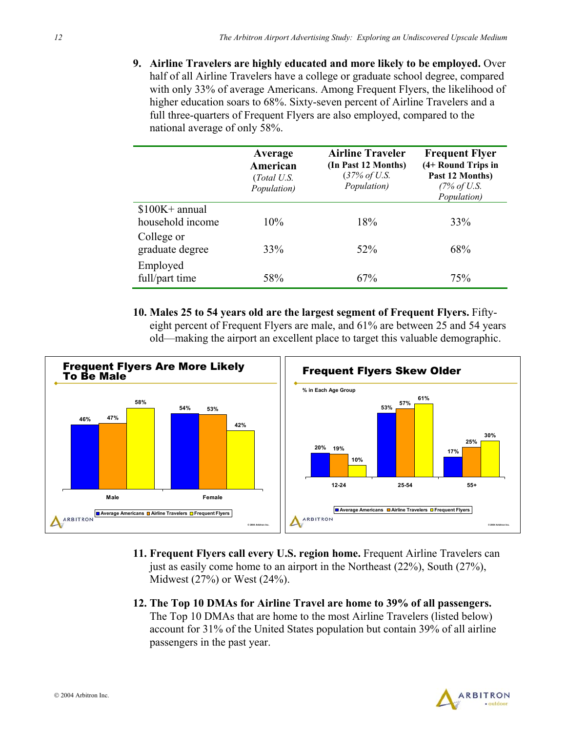9. **Airline Travelers are highly educated and more likely to be employed.** Over half of all Airline Travelers have a college or graduate school degree, compared with only 33% of average Americans. Among Frequent Flyers, the likelihood of higher education soars to 68%. Sixty-seven percent of Airline Travelers and a full three-quarters of Frequent Flyers are also employed, compared to the national average of only 58%.

| | **Average American** (*Total U.S. Population)* | **Airline Traveler (In Past 12 Months)** (*37% of U.S. Population)* | **Frequent Flyer (4+ Round Trips in Past 12 Months)** *(7% of U.S. Population)* |
|---|---|---|---|
| $100K+ annual household income | 10% | 18% | 33% |
| College or graduate degree | 33% | 52% | 68% |
| Employed full/part time | 58% | 67% | 75% |

10. **Males 25 to 54 years old are the largest segment of Frequent Flyers.** Fifty-eight percent of Frequent Flyers are male, and 61% are between 25 and 54 years old—making the airport an excellent place to target this valuable demographic.

**Frequent Flyers Are More Likely To Be Male**

| | Average Americans | Airline Travelers | Frequent Flyers |
|---|---|---|---|
| Male | 46% | 47% | 58% |
| Female | 54% | 53% | 42% |

**Frequent Flyers Skew Older**

% in Each Age Group

| | Average Americans | Airline Travelers | Frequent Flyers |
|---|---|---|---|
| 12-24 | 20% | 19% | 10% |
| 25-54 | 53% | 57% | 61% |
| 55+ | 17% | 25% | 30% |

11. **Frequent Flyers call every U.S. region home.** Frequent Airline Travelers can just as easily come home to an airport in the Northeast (22%), South (27%), Midwest (27%) or West (24%).

12. **The Top 10 DMAs for Airline Travel are home to 39% of all passengers.** The Top 10 DMAs that are home to the most Airline Travelers (listed below) account for 31% of the United States population but contain 39% of all airline passengers in the past year.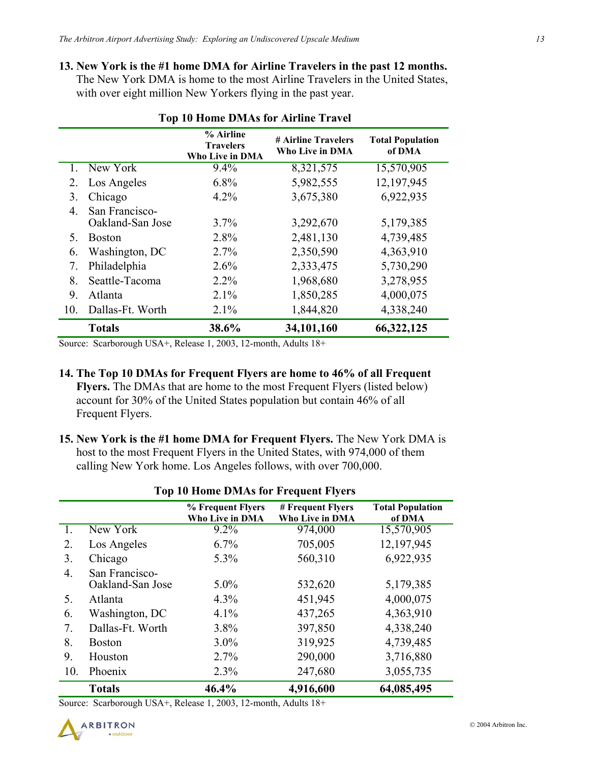**13. New York is the #1 home DMA for Airline Travelers in the past 12 months.** The New York DMA is home to the most Airline Travelers in the United States, with over eight million New Yorkers flying in the past year.

**Top 10 Home DMAs for Airline Travel**

| | | % Airline Travelers Who Live in DMA | # Airline Travelers Who Live in DMA | Total Population of DMA |
|---|---|---|---|---|
| 1. | New York | 9.4% | 8,321,575 | 15,570,905 |
| 2. | Los Angeles | 6.8% | 5,982,555 | 12,197,945 |
| 3. | Chicago | 4.2% | 3,675,380 | 6,922,935 |
| 4. | San Francisco-Oakland-San Jose | 3.7% | 3,292,670 | 5,179,385 |
| 5. | Boston | 2.8% | 2,481,130 | 4,739,485 |
| 6. | Washington, DC | 2.7% | 2,350,590 | 4,363,910 |
| 7. | Philadelphia | 2.6% | 2,333,475 | 5,730,290 |
| 8. | Seattle-Tacoma | 2.2% | 1,968,680 | 3,278,955 |
| 9. | Atlanta | 2.1% | 1,850,285 | 4,000,075 |
| 10. | Dallas-Ft. Worth | 2.1% | 1,844,820 | 4,338,240 |
| | **Totals** | **38.6%** | **34,101,160** | **66,322,125** |

Source: Scarborough USA+, Release 1, 2003, 12-month, Adults 18+

**14. The Top 10 DMAs for Frequent Flyers are home to 46% of all Frequent Flyers.** The DMAs that are home to the most Frequent Flyers (listed below) account for 30% of the United States population but contain 46% of all Frequent Flyers.

**15. New York is the #1 home DMA for Frequent Flyers.** The New York DMA is host to the most Frequent Flyers in the United States, with 974,000 of them calling New York home. Los Angeles follows, with over 700,000.

**Top 10 Home DMAs for Frequent Flyers**

| | | % Frequent Flyers Who Live in DMA | # Frequent Flyers Who Live in DMA | Total Population of DMA |
|---|---|---|---|---|
| 1. | New York | 9.2% | 974,000 | 15,570,905 |
| 2. | Los Angeles | 6.7% | 705,005 | 12,197,945 |
| 3. | Chicago | 5.3% | 560,310 | 6,922,935 |
| 4. | San Francisco-Oakland-San Jose | 5.0% | 532,620 | 5,179,385 |
| 5. | Atlanta | 4.3% | 451,945 | 4,000,075 |
| 6. | Washington, DC | 4.1% | 437,265 | 4,363,910 |
| 7. | Dallas-Ft. Worth | 3.8% | 397,850 | 4,338,240 |
| 8. | Boston | 3.0% | 319,925 | 4,739,485 |
| 9. | Houston | 2.7% | 290,000 | 3,716,880 |
| 10. | Phoenix | 2.3% | 247,680 | 3,055,735 |
| | **Totals** | **46.4%** | **4,916,600** | **64,085,495** |

Source: Scarborough USA+, Release 1, 2003, 12-month, Adults 18+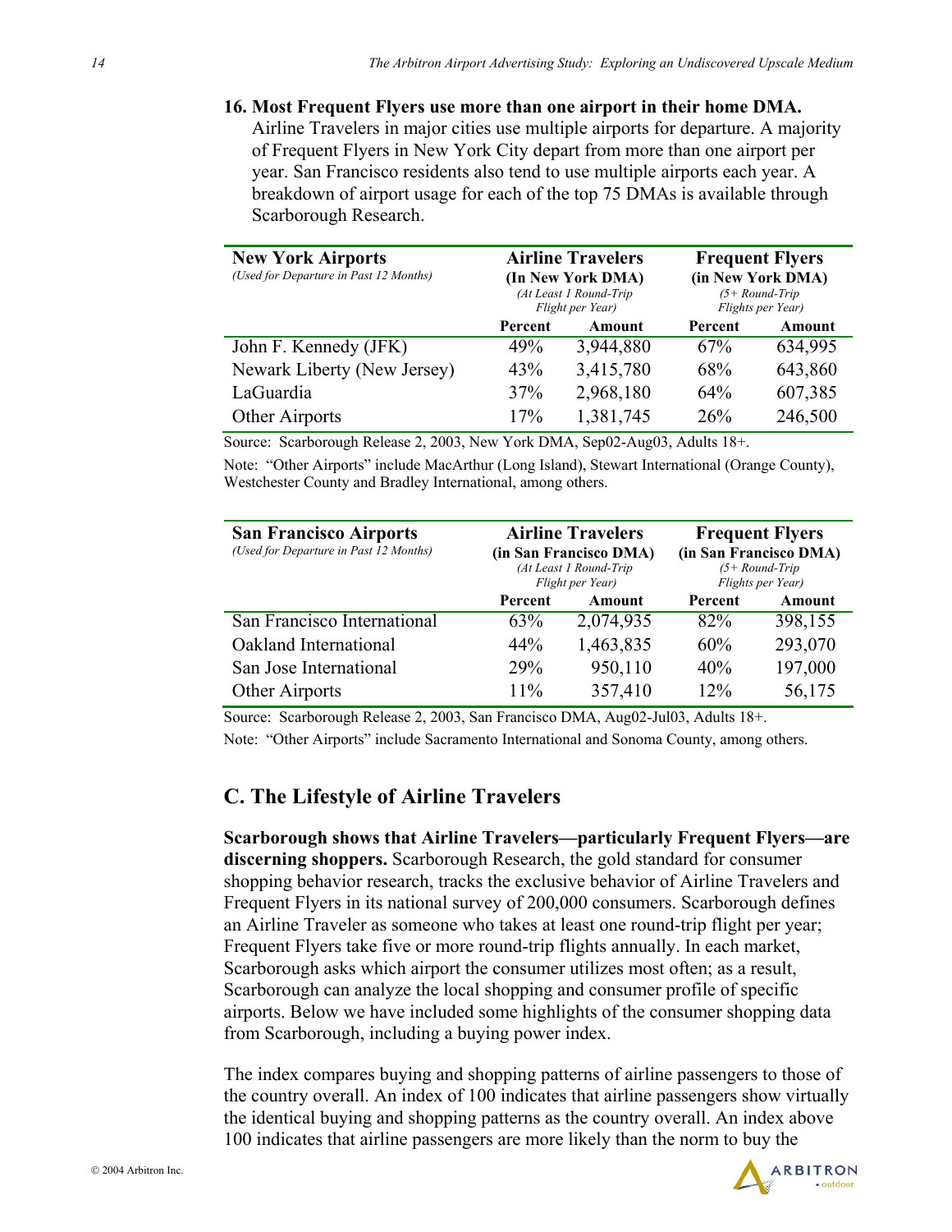**16. Most Frequent Flyers use more than one airport in their home DMA.** Airline Travelers in major cities use multiple airports for departure. A majority of Frequent Flyers in New York City depart from more than one airport per year. San Francisco residents also tend to use multiple airports each year. A breakdown of airport usage for each of the top 75 DMAs is available through Scarborough Research.

| **New York Airports** *(Used for Departure in Past 12 Months)* | **Airline Travelers (In New York DMA)** *(At Least 1 Round-Trip Flight per Year)* | | **Frequent Flyers (in New York DMA)** *(5+ Round-Trip Flights per Year)* | |
|---|---|---|---|---|
| | **Percent** | **Amount** | **Percent** | **Amount** |
| John F. Kennedy (JFK) | 49% | 3,944,880 | 67% | 634,995 |
| Newark Liberty (New Jersey) | 43% | 3,415,780 | 68% | 643,860 |
| LaGuardia | 37% | 2,968,180 | 64% | 607,385 |
| Other Airports | 17% | 1,381,745 | 26% | 246,500 |

Source: Scarborough Release 2, 2003, New York DMA, Sep02-Aug03, Adults 18+.

Note: "Other Airports" include MacArthur (Long Island), Stewart International (Orange County), Westchester County and Bradley International, among others.

| **San Francisco Airports** *(Used for Departure in Past 12 Months)* | **Airline Travelers (in San Francisco DMA)** *(At Least 1 Round-Trip Flight per Year)* | | **Frequent Flyers (in San Francisco DMA)** *(5+ Round-Trip Flights per Year)* | |
|---|---|---|---|---|
| | **Percent** | **Amount** | **Percent** | **Amount** |
| San Francisco International | 63% | 2,074,935 | 82% | 398,155 |
| Oakland International | 44% | 1,463,835 | 60% | 293,070 |
| San Jose International | 29% | 950,110 | 40% | 197,000 |
| Other Airports | 11% | 357,410 | 12% | 56,175 |

Source: Scarborough Release 2, 2003, San Francisco DMA, Aug02-Jul03, Adults 18+.

Note: "Other Airports" include Sacramento International and Sonoma County, among others.

## C. The Lifestyle of Airline Travelers

**Scarborough shows that Airline Travelers—particularly Frequent Flyers—are discerning shoppers.** Scarborough Research, the gold standard for consumer shopping behavior research, tracks the exclusive behavior of Airline Travelers and Frequent Flyers in its national survey of 200,000 consumers. Scarborough defines an Airline Traveler as someone who takes at least one round-trip flight per year; Frequent Flyers take five or more round-trip flights annually. In each market, Scarborough asks which airport the consumer utilizes most often; as a result, Scarborough can analyze the local shopping and consumer profile of specific airports. Below we have included some highlights of the consumer shopping data from Scarborough, including a buying power index.

The index compares buying and shopping patterns of airline passengers to those of the country overall. An index of 100 indicates that airline passengers show virtually the identical buying and shopping patterns as the country overall. An index above 100 indicates that airline passengers are more likely than the norm to buy the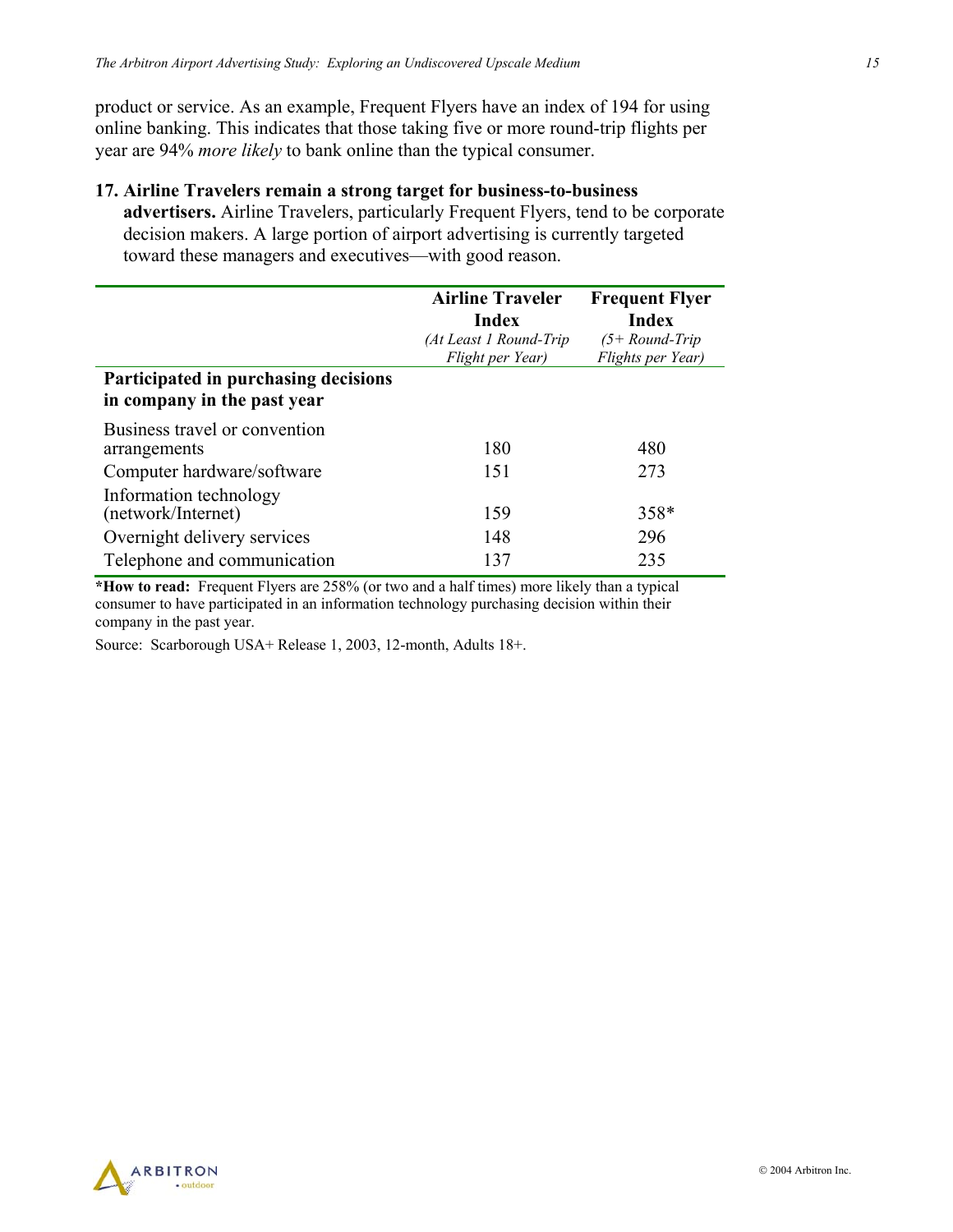product or service. As an example, Frequent Flyers have an index of 194 for using online banking. This indicates that those taking five or more round-trip flights per year are 94% *more likely* to bank online than the typical consumer.

17. **Airline Travelers remain a strong target for business-to-business advertisers.** Airline Travelers, particularly Frequent Flyers, tend to be corporate decision makers. A large portion of airport advertising is currently targeted toward these managers and executives—with good reason.

| | **Airline Traveler Index** *(At Least 1 Round-Trip Flight per Year)* | **Frequent Flyer Index** *(5+ Round-Trip Flights per Year)* |
|---|---|---|
| **Participated in purchasing decisions in company in the past year** | | |
| Business travel or convention arrangements | 180 | 480 |
| Computer hardware/software | 151 | 273 |
| Information technology (network/Internet) | 159 | 358* |
| Overnight delivery services | 148 | 296 |
| Telephone and communication | 137 | 235 |

**\*How to read:** Frequent Flyers are 258% (or two and a half times) more likely than a typical consumer to have participated in an information technology purchasing decision within their company in the past year.

Source: Scarborough USA+ Release 1, 2003, 12-month, Adults 18+.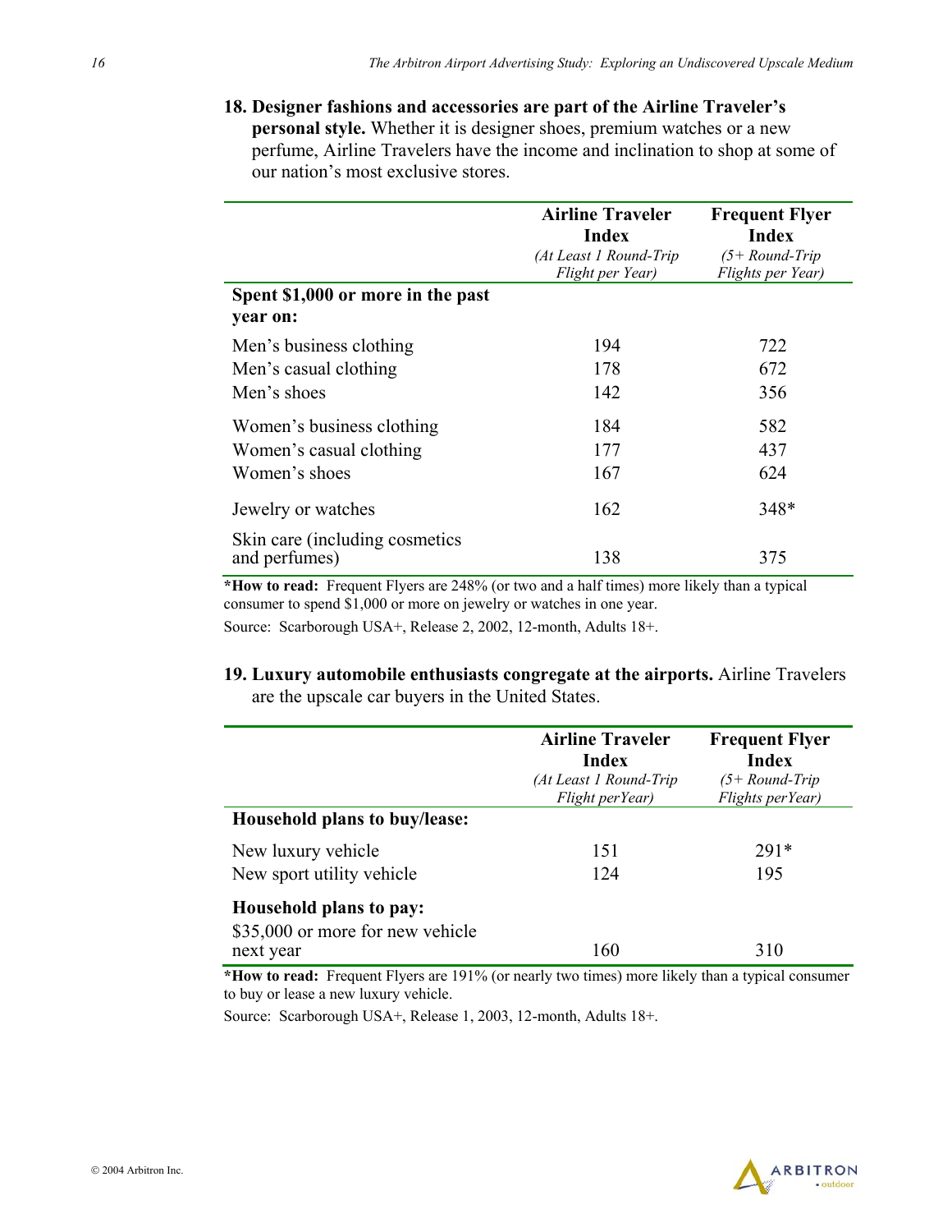**18. Designer fashions and accessories are part of the Airline Traveler's personal style.** Whether it is designer shoes, premium watches or a new perfume, Airline Travelers have the income and inclination to shop at some of our nation's most exclusive stores.

| | Airline Traveler Index *(At Least 1 Round-Trip Flight per Year)* | Frequent Flyer Index *(5+ Round-Trip Flights per Year)* |
|---|---|---|
| **Spent $1,000 or more in the past year on:** | | |
| Men's business clothing | 194 | 722 |
| Men's casual clothing | 178 | 672 |
| Men's shoes | 142 | 356 |
| Women's business clothing | 184 | 582 |
| Women's casual clothing | 177 | 437 |
| Women's shoes | 167 | 624 |
| Jewelry or watches | 162 | 348* |
| Skin care (including cosmetics and perfumes) | 138 | 375 |

***How to read:** Frequent Flyers are 248% (or two and a half times) more likely than a typical consumer to spend $1,000 or more on jewelry or watches in one year.

Source: Scarborough USA+, Release 2, 2002, 12-month, Adults 18+.

**19. Luxury automobile enthusiasts congregate at the airports.** Airline Travelers are the upscale car buyers in the United States.

| | Airline Traveler Index *(At Least 1 Round-Trip Flight perYear)* | Frequent Flyer Index *(5+ Round-Trip Flights perYear)* |
|---|---|---|
| **Household plans to buy/lease:** | | |
| New luxury vehicle | 151 | 291* |
| New sport utility vehicle | 124 | 195 |
| **Household plans to pay:** | | |
| $35,000 or more for new vehicle next year | 160 | 310 |

***How to read:** Frequent Flyers are 191% (or nearly two times) more likely than a typical consumer to buy or lease a new luxury vehicle.

Source: Scarborough USA+, Release 1, 2003, 12-month, Adults 18+.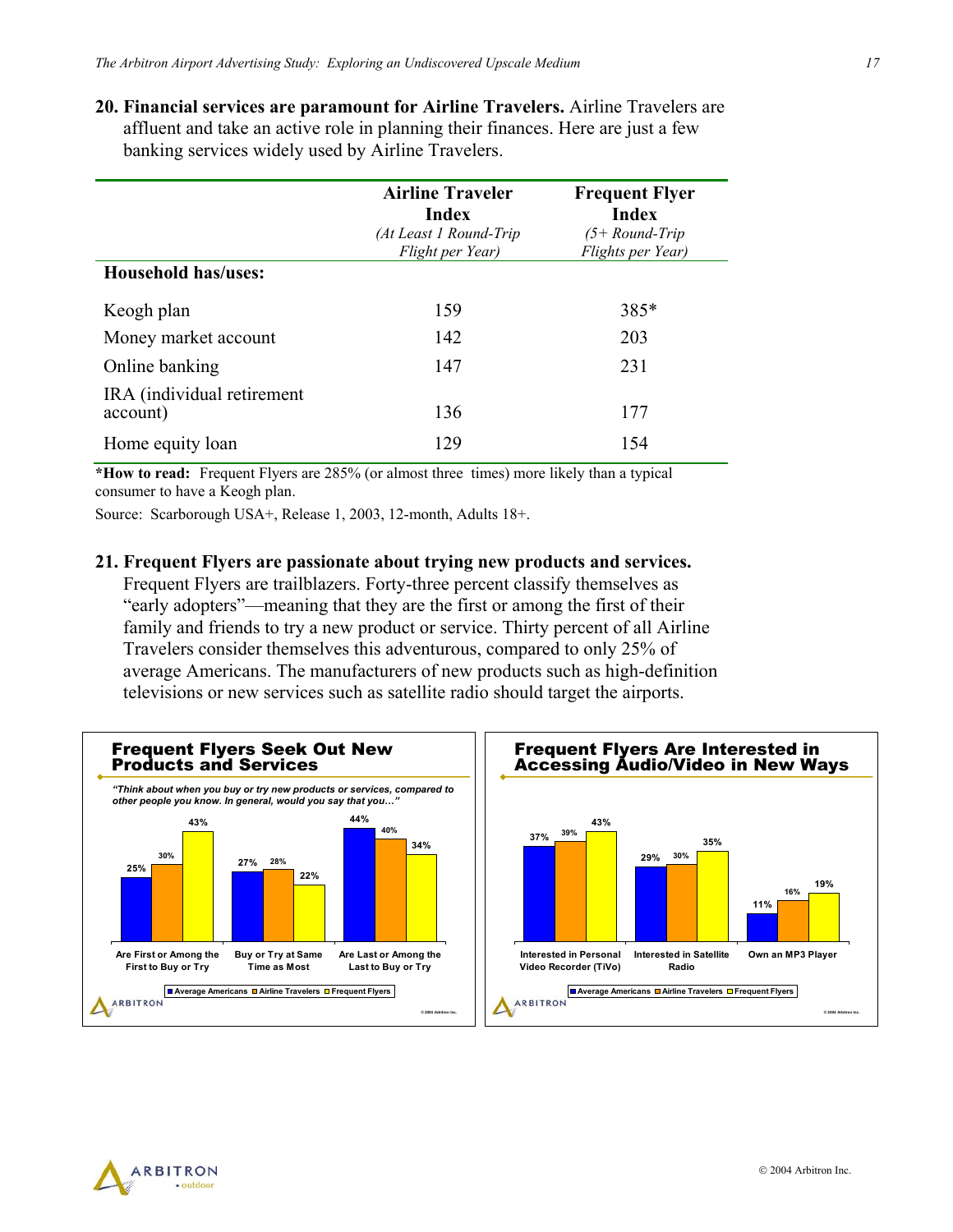**20. Financial services are paramount for Airline Travelers.** Airline Travelers are affluent and take an active role in planning their finances. Here are just a few banking services widely used by Airline Travelers.

| | **Airline Traveler Index** *(At Least 1 Round-Trip Flight per Year)* | **Frequent Flyer Index** *(5+ Round-Trip Flights per Year)* |
|---|---|---|
| **Household has/uses:** | | |
| Keogh plan | 159 | 385* |
| Money market account | 142 | 203 |
| Online banking | 147 | 231 |
| IRA (individual retirement account) | 136 | 177 |
| Home equity loan | 129 | 154 |

**\*How to read:** Frequent Flyers are 285% (or almost three times) more likely than a typical consumer to have a Keogh plan.

Source: Scarborough USA+, Release 1, 2003, 12-month, Adults 18+.

**21. Frequent Flyers are passionate about trying new products and services.** Frequent Flyers are trailblazers. Forty-three percent classify themselves as "early adopters"—meaning that they are the first or among the first of their family and friends to try a new product or service. Thirty percent of all Airline Travelers consider themselves this adventurous, compared to only 25% of average Americans. The manufacturers of new products such as high-definition televisions or new services such as satellite radio should target the airports.

**Frequent Flyers Seek Out New Products and Services**

*"Think about when you buy or try new products or services, compared to other people you know. In general, would you say that you…"*

| | Average Americans | Airline Travelers | Frequent Flyers |
|---|---|---|---|
| Are First or Among the First to Buy or Try | 25% | 30% | 43% |
| Buy or Try at Same Time as Most | 27% | 28% | 22% |
| Are Last or Among the Last to Buy or Try | 44% | 40% | 34% |

**Frequent Flyers Are Interested in Accessing Audio/Video in New Ways**

| | Average Americans | Airline Travelers | Frequent Flyers |
|---|---|---|---|
| Interested in Personal Video Recorder (TiVo) | 37% | 39% | 43% |
| Interested in Satellite Radio | 29% | 30% | 35% |
| Own an MP3 Player | 11% | 16% | 19% |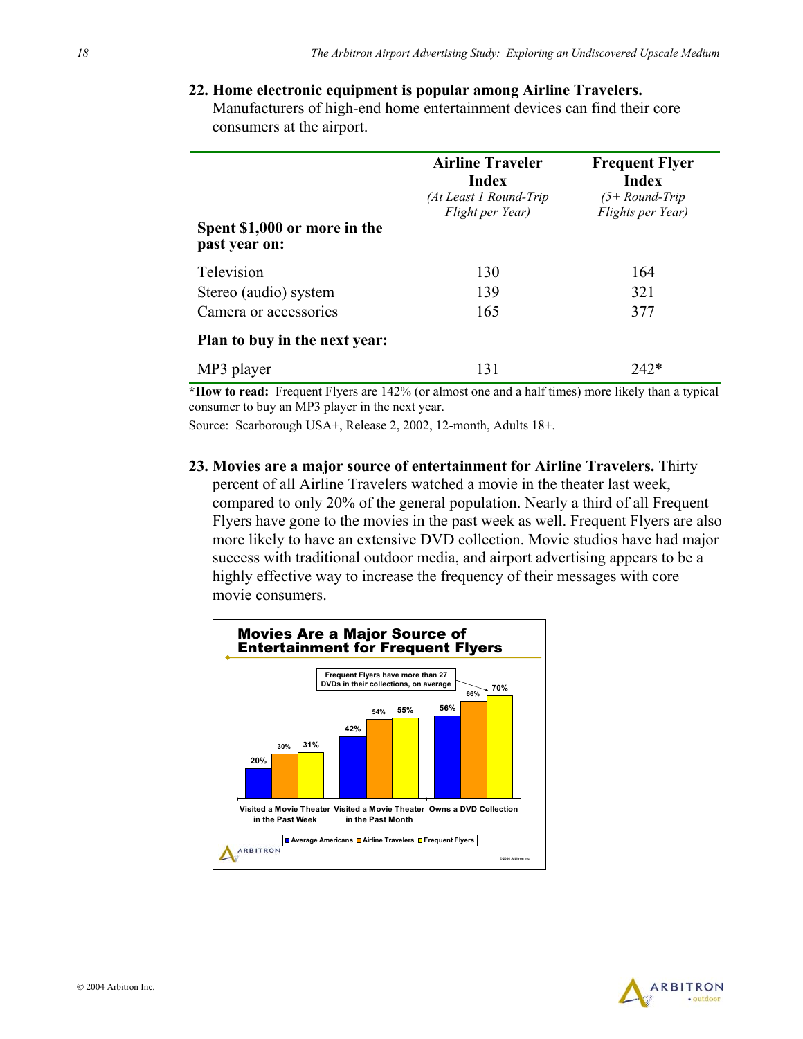**22. Home electronic equipment is popular among Airline Travelers.** Manufacturers of high-end home entertainment devices can find their core consumers at the airport.

| | **Airline Traveler Index** *(At Least 1 Round-Trip Flight per Year)* | **Frequent Flyer Index** *(5+ Round-Trip Flights per Year)* |
|---|---|---|
| **Spent $1,000 or more in the past year on:** | | |
| Television | 130 | 164 |
| Stereo (audio) system | 139 | 321 |
| Camera or accessories | 165 | 377 |
| **Plan to buy in the next year:** | | |
| MP3 player | 131 | 242* |

***How to read:** Frequent Flyers are 142% (or almost one and a half times) more likely than a typical consumer to buy an MP3 player in the next year.

Source: Scarborough USA+, Release 2, 2002, 12-month, Adults 18+.

**23. Movies are a major source of entertainment for Airline Travelers.** Thirty percent of all Airline Travelers watched a movie in the theater last week, compared to only 20% of the general population. Nearly a third of all Frequent Flyers have gone to the movies in the past week as well. Frequent Flyers are also more likely to have an extensive DVD collection. Movie studios have had major success with traditional outdoor media, and airport advertising appears to be a highly effective way to increase the frequency of their messages with core movie consumers.

**Movies Are a Major Source of Entertainment for Frequent Flyers**

Frequent Flyers have more than 27 DVDs in their collections, on average

| | Average Americans | Airline Travelers | Frequent Flyers |
|---|---|---|---|
| Visited a Movie Theater in the Past Week | 20% | 30% | 31% |
| Visited a Movie Theater in the Past Month | 42% | 54% | 55% |
| Owns a DVD Collection | 56% | 66% | 70% |

© 2004 Arbitron Inc.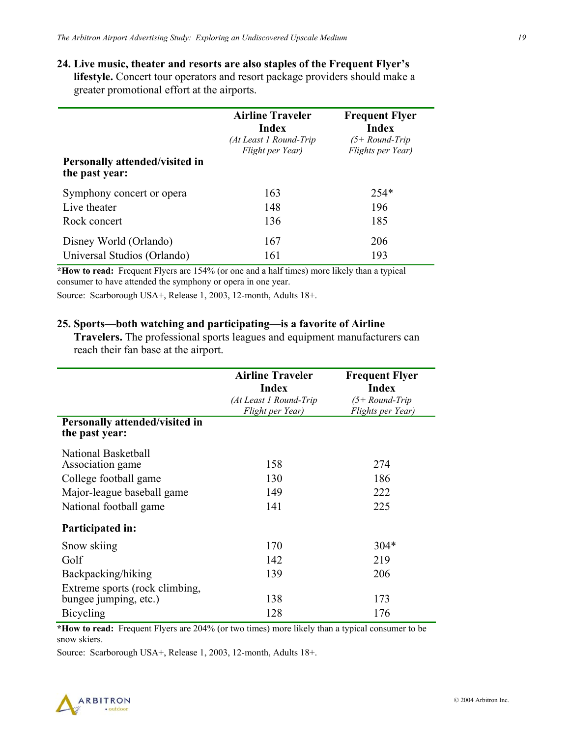**24. Live music, theater and resorts are also staples of the Frequent Flyer's lifestyle.** Concert tour operators and resort package providers should make a greater promotional effort at the airports.

| | **Airline Traveler Index** *(At Least 1 Round-Trip Flight per Year)* | **Frequent Flyer Index** *(5+ Round-Trip Flights per Year)* |
|---|---|---|
| **Personally attended/visited in the past year:** | | |
| Symphony concert or opera | 163 | 254* |
| Live theater | 148 | 196 |
| Rock concert | 136 | 185 |
| Disney World (Orlando) | 167 | 206 |
| Universal Studios (Orlando) | 161 | 193 |

**\*How to read:** Frequent Flyers are 154% (or one and a half times) more likely than a typical consumer to have attended the symphony or opera in one year.

Source: Scarborough USA+, Release 1, 2003, 12-month, Adults 18+.

**25. Sports—both watching and participating—is a favorite of Airline Travelers.** The professional sports leagues and equipment manufacturers can reach their fan base at the airport.

| | **Airline Traveler Index** *(At Least 1 Round-Trip Flight per Year)* | **Frequent Flyer Index** *(5+ Round-Trip Flights per Year)* |
|---|---|---|
| **Personally attended/visited in the past year:** | | |
| National Basketball Association game | 158 | 274 |
| College football game | 130 | 186 |
| Major-league baseball game | 149 | 222 |
| National football game | 141 | 225 |
| **Participated in:** | | |
| Snow skiing | 170 | 304* |
| Golf | 142 | 219 |
| Backpacking/hiking | 139 | 206 |
| Extreme sports (rock climbing, bungee jumping, etc.) | 138 | 173 |
| Bicycling | 128 | 176 |

**\*How to read:** Frequent Flyers are 204% (or two times) more likely than a typical consumer to be snow skiers.

Source: Scarborough USA+, Release 1, 2003, 12-month, Adults 18+.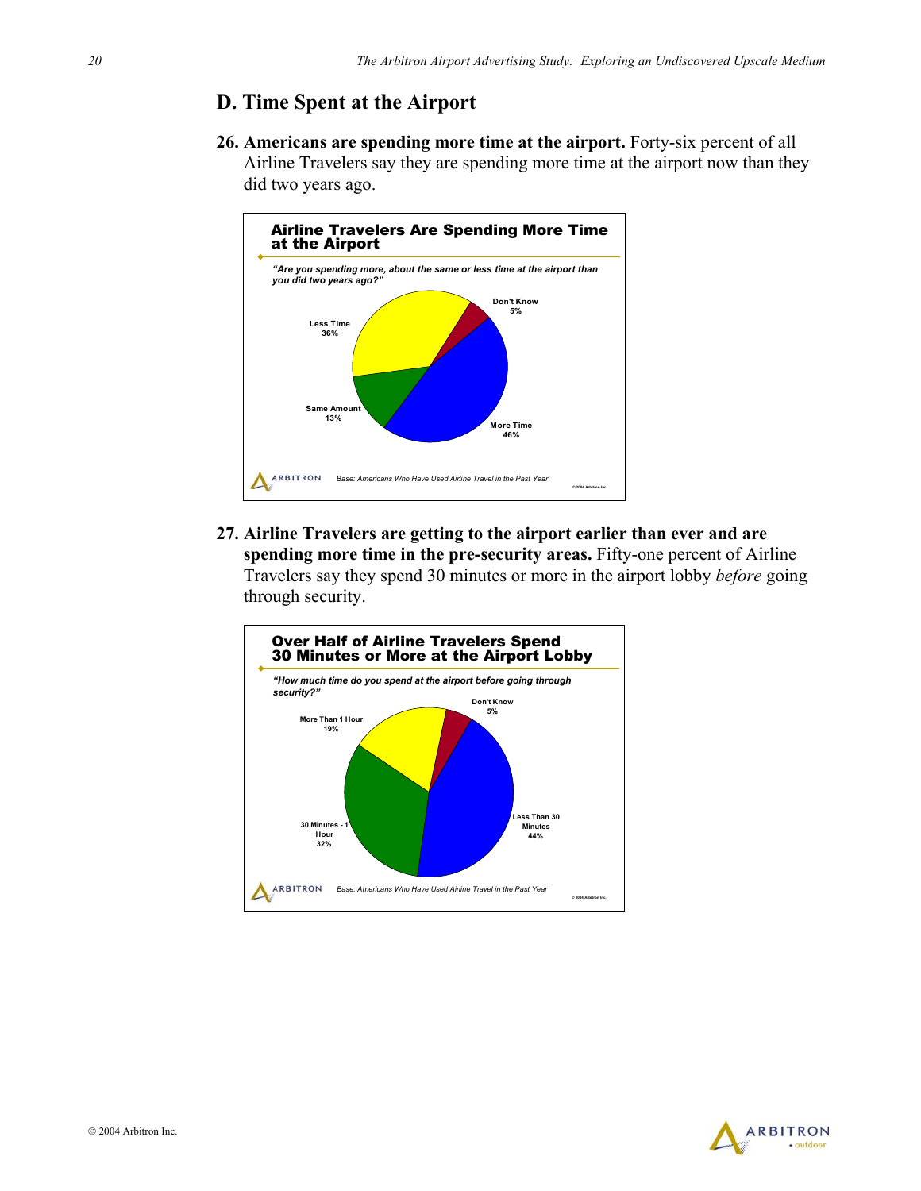## D. Time Spent at the Airport

**26. Americans are spending more time at the airport.** Forty-six percent of all Airline Travelers say they are spending more time at the airport now than they did two years ago.

**Airline Travelers Are Spending More Time at the Airport**

*"Are you spending more, about the same or less time at the airport than you did two years ago?"*

| Response | Percent |
| --- | --- |
| More Time | 46% |
| Less Time | 36% |
| Same Amount | 13% |
| Don't Know | 5% |

*Base: Americans Who Have Used Airline Travel in the Past Year*

**27. Airline Travelers are getting to the airport earlier than ever and are spending more time in the pre-security areas.** Fifty-one percent of Airline Travelers say they spend 30 minutes or more in the airport lobby *before* going through security.

**Over Half of Airline Travelers Spend 30 Minutes or More at the Airport Lobby**

*"How much time do you spend at the airport before going through security?"*

| Response | Percent |
| --- | --- |
| Less Than 30 Minutes | 44% |
| 30 Minutes - 1 Hour | 32% |
| More Than 1 Hour | 19% |
| Don't Know | 5% |

*Base: Americans Who Have Used Airline Travel in the Past Year*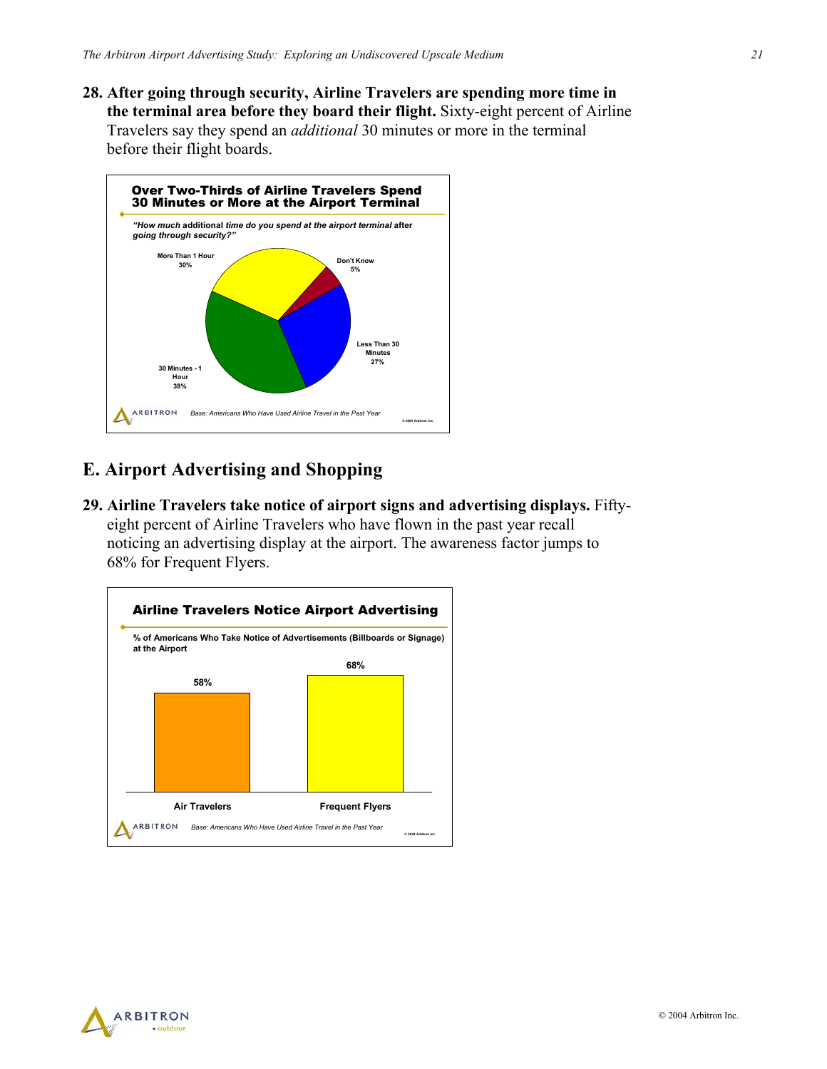**28. After going through security, Airline Travelers are spending more time in the terminal area before they board their flight.** Sixty-eight percent of Airline Travelers say they spend an *additional* 30 minutes or more in the terminal before their flight boards.

**Over Two-Thirds of Airline Travelers Spend 30 Minutes or More at the Airport Terminal**

*"How much* additional *time do you spend at the airport terminal* after *going through security?"*

| Response | % |
|---|---|
| More Than 1 Hour | 30% |
| Don't Know | 5% |
| Less Than 30 Minutes | 27% |
| 30 Minutes - 1 Hour | 38% |

*Base: Americans Who Have Used Airline Travel in the Past Year*

## E. Airport Advertising and Shopping

**29. Airline Travelers take notice of airport signs and advertising displays.** Fifty-eight percent of Airline Travelers who have flown in the past year recall noticing an advertising display at the airport. The awareness factor jumps to 68% for Frequent Flyers.

**Airline Travelers Notice Airport Advertising**

% of Americans Who Take Notice of Advertisements (Billboards or Signage) at the Airport

| Air Travelers | Frequent Flyers |
|---|---|
| 58% | 68% |

*Base: Americans Who Have Used Airline Travel in the Past Year*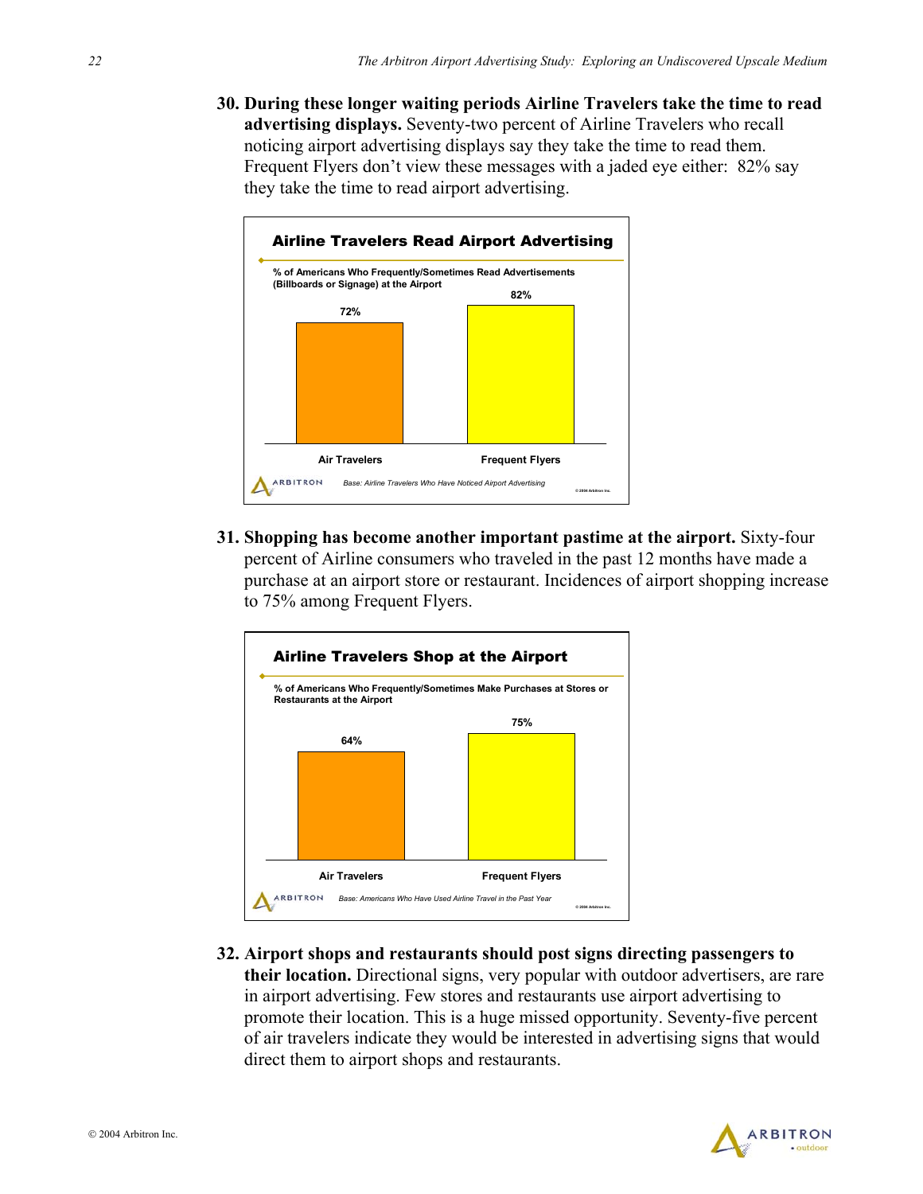30. **During these longer waiting periods Airline Travelers take the time to read advertising displays.** Seventy-two percent of Airline Travelers who recall noticing airport advertising displays say they take the time to read them. Frequent Flyers don't view these messages with a jaded eye either: 82% say they take the time to read airport advertising.

**Airline Travelers Read Airport Advertising**

% of Americans Who Frequently/Sometimes Read Advertisements (Billboards or Signage) at the Airport

| Air Travelers | Frequent Flyers |
|---|---|
| 72% | 82% |

*Base: Airline Travelers Who Have Noticed Airport Advertising*

31. **Shopping has become another important pastime at the airport.** Sixty-four percent of Airline consumers who traveled in the past 12 months have made a purchase at an airport store or restaurant. Incidences of airport shopping increase to 75% among Frequent Flyers.

**Airline Travelers Shop at the Airport**

% of Americans Who Frequently/Sometimes Make Purchases at Stores or Restaurants at the Airport

| Air Travelers | Frequent Flyers |
|---|---|
| 64% | 75% |

*Base: Americans Who Have Used Airline Travel in the Past Year*

32. **Airport shops and restaurants should post signs directing passengers to their location.** Directional signs, very popular with outdoor advertisers, are rare in airport advertising. Few stores and restaurants use airport advertising to promote their location. This is a huge missed opportunity. Seventy-five percent of air travelers indicate they would be interested in advertising signs that would direct them to airport shops and restaurants.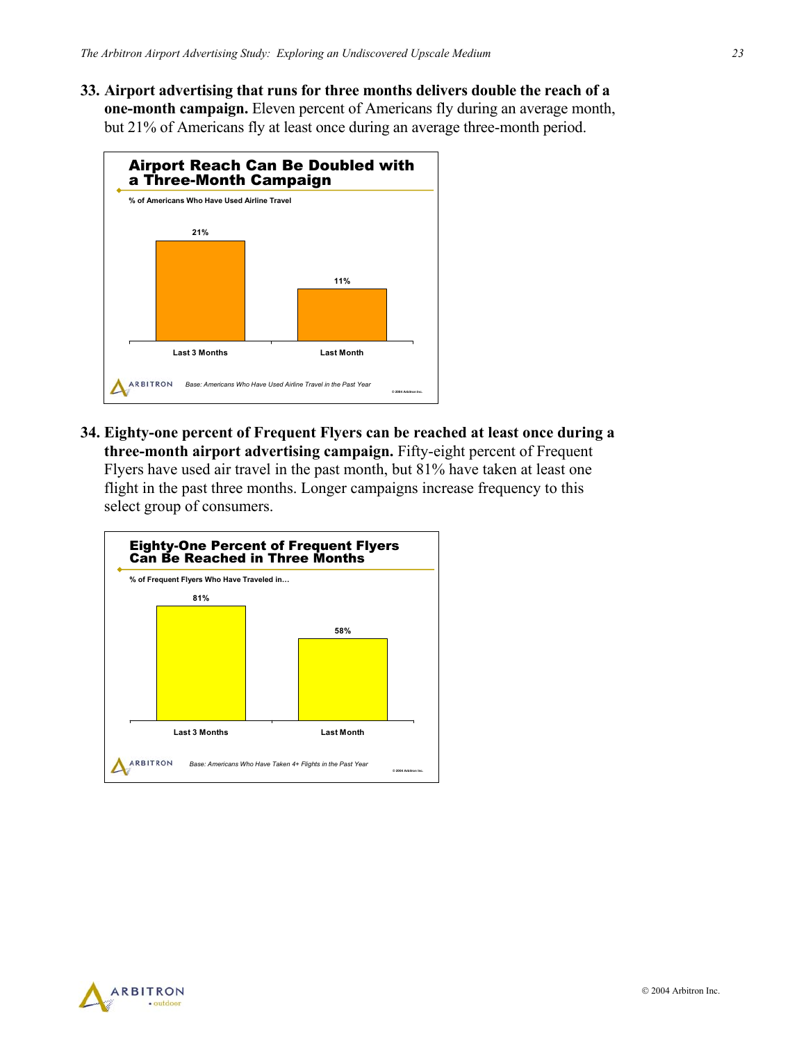**33. Airport advertising that runs for three months delivers double the reach of a one-month campaign.** Eleven percent of Americans fly during an average month, but 21% of Americans fly at least once during an average three-month period.

**Airport Reach Can Be Doubled with a Three-Month Campaign**

% of Americans Who Have Used Airline Travel

| | Last 3 Months | Last Month |
|---|---|---|
| % | 21% | 11% |

*Base: Americans Who Have Used Airline Travel in the Past Year*

**34. Eighty-one percent of Frequent Flyers can be reached at least once during a three-month airport advertising campaign.** Fifty-eight percent of Frequent Flyers have used air travel in the past month, but 81% have taken at least one flight in the past three months. Longer campaigns increase frequency to this select group of consumers.

**Eighty-One Percent of Frequent Flyers Can Be Reached in Three Months**

% of Frequent Flyers Who Have Traveled in…

| | Last 3 Months | Last Month |
|---|---|---|
| % | 81% | 58% |

*Base: Americans Who Have Taken 4+ Flights in the Past Year*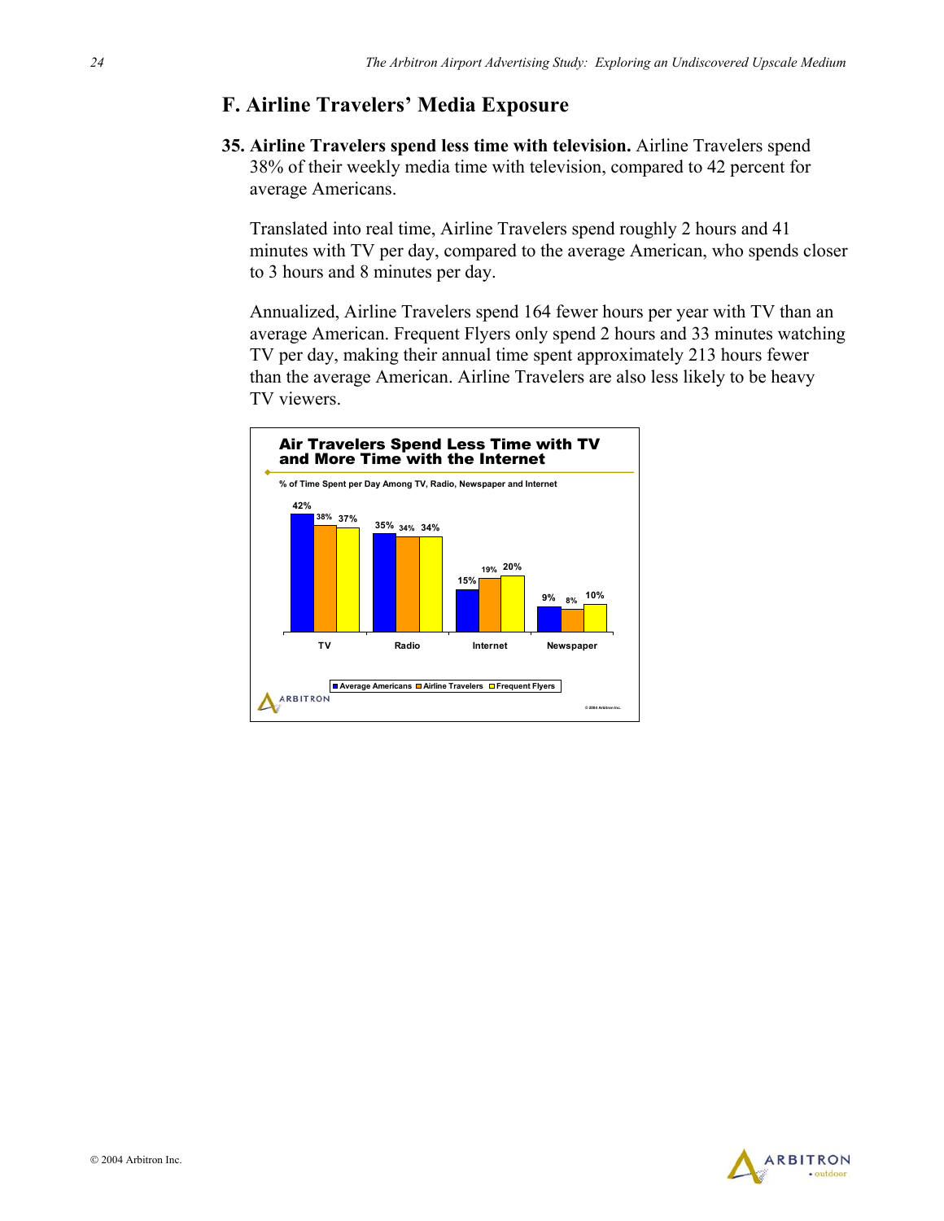## F. Airline Travelers' Media Exposure

**35. Airline Travelers spend less time with television.** Airline Travelers spend 38% of their weekly media time with television, compared to 42 percent for average Americans.

Translated into real time, Airline Travelers spend roughly 2 hours and 41 minutes with TV per day, compared to the average American, who spends closer to 3 hours and 8 minutes per day.

Annualized, Airline Travelers spend 164 fewer hours per year with TV than an average American. Frequent Flyers only spend 2 hours and 33 minutes watching TV per day, making their annual time spent approximately 213 hours fewer than the average American. Airline Travelers are also less likely to be heavy TV viewers.

**Air Travelers Spend Less Time with TV and More Time with the Internet**

% of Time Spent per Day Among TV, Radio, Newspaper and Internet

| | Average Americans | Airline Travelers | Frequent Flyers |
|---|---|---|---|
| TV | 42% | 38% | 37% |
| Radio | 35% | 34% | 34% |
| Internet | 15% | 19% | 20% |
| Newspaper | 9% | 8% | 10% |

© 2004 Arbitron Inc.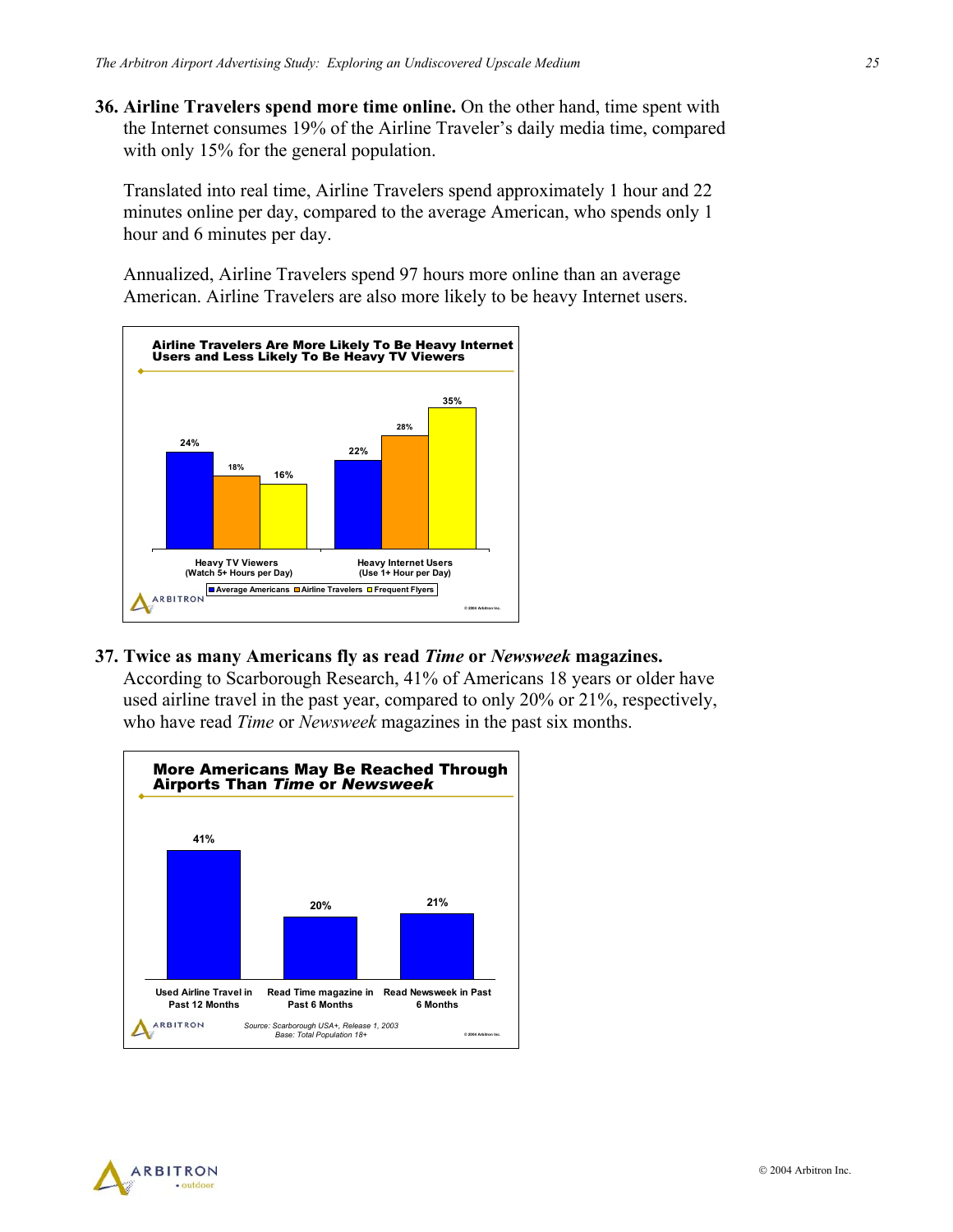**36. Airline Travelers spend more time online.** On the other hand, time spent with the Internet consumes 19% of the Airline Traveler's daily media time, compared with only 15% for the general population.

Translated into real time, Airline Travelers spend approximately 1 hour and 22 minutes online per day, compared to the average American, who spends only 1 hour and 6 minutes per day.

Annualized, Airline Travelers spend 97 hours more online than an average American. Airline Travelers are also more likely to be heavy Internet users.

**Airline Travelers Are More Likely To Be Heavy Internet Users and Less Likely To Be Heavy TV Viewers**

| | Average Americans | Airline Travelers | Frequent Flyers |
|---|---|---|---|
| Heavy TV Viewers (Watch 5+ Hours per Day) | 24% | 18% | 16% |
| Heavy Internet Users (Use 1+ Hour per Day) | 22% | 28% | 35% |

© 2004 Arbitron Inc.

**37. Twice as many Americans fly as read *Time* or *Newsweek* magazines.** According to Scarborough Research, 41% of Americans 18 years or older have used airline travel in the past year, compared to only 20% or 21%, respectively, who have read *Time* or *Newsweek* magazines in the past six months.

**More Americans May Be Reached Through Airports Than *Time* or *Newsweek***

| Used Airline Travel in Past 12 Months | Read Time magazine in Past 6 Months | Read Newsweek in Past 6 Months |
|---|---|---|
| 41% | 20% | 21% |

Source: Scarborough USA+, Release 1, 2003
Base: Total Population 18+

© 2004 Arbitron Inc.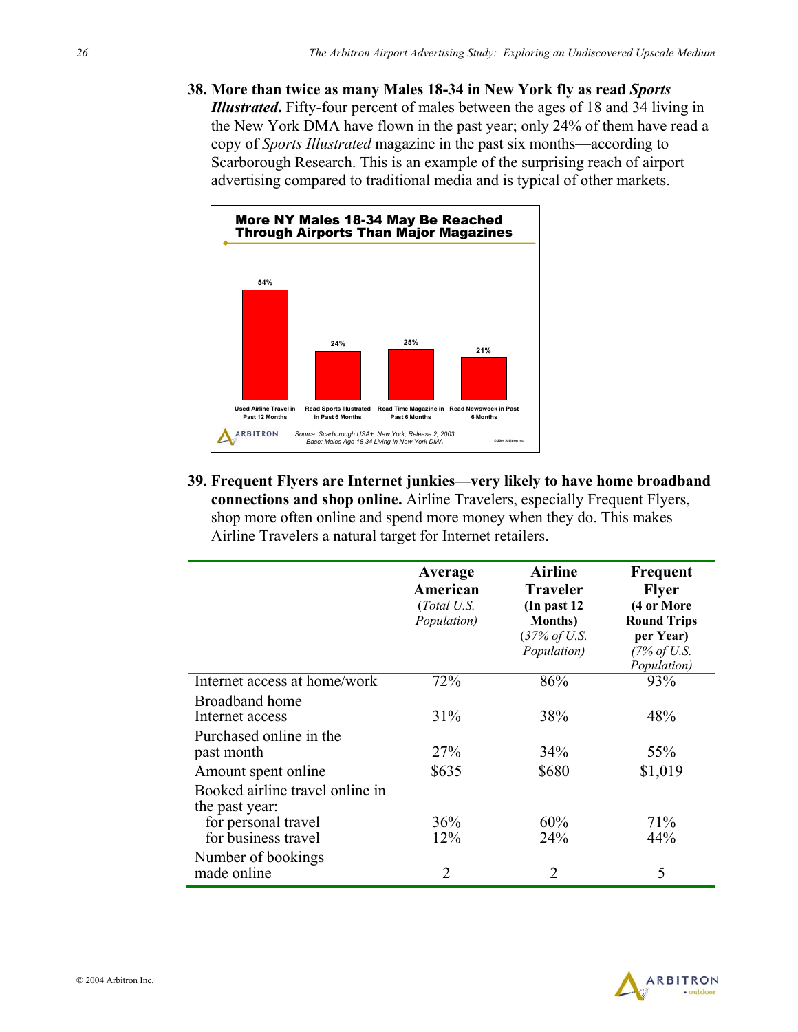**38. More than twice as many Males 18-34 in New York fly as read *Sports Illustrated*.** Fifty-four percent of males between the ages of 18 and 34 living in the New York DMA have flown in the past year; only 24% of them have read a copy of *Sports Illustrated* magazine in the past six months—according to Scarborough Research. This is an example of the surprising reach of airport advertising compared to traditional media and is typical of other markets.

**More NY Males 18-34 May Be Reached Through Airports Than Major Magazines**

| | Used Airline Travel in Past 12 Months | Read Sports Illustrated in Past 6 Months | Read Time Magazine in Past 6 Months | Read Newsweek in Past 6 Months |
|---|---|---|---|---|
| Males 18-34 | 54% | 24% | 25% | 21% |

*Source: Scarborough USA+, New York, Release 2, 2003*
*Base: Males Age 18-34 Living In New York DMA*

**39. Frequent Flyers are Internet junkies—very likely to have home broadband connections and shop online.** Airline Travelers, especially Frequent Flyers, shop more often online and spend more money when they do. This makes Airline Travelers a natural target for Internet retailers.

| | **Average American** (*Total U.S. Population)* | **Airline Traveler (In past 12 Months)** (*37% of U.S. Population)* | **Frequent Flyer (4 or More Round Trips per Year)** *(7% of U.S. Population)* |
|---|---|---|---|
| Internet access at home/work | 72% | 86% | 93% |
| Broadband home Internet access | 31% | 38% | 48% |
| Purchased online in the past month | 27% | 34% | 55% |
| Amount spent online | $635 | $680 | $1,019 |
| Booked airline travel online in the past year: | | | |
| for personal travel | 36% | 60% | 71% |
| for business travel | 12% | 24% | 44% |
| Number of bookings made online | 2 | 2 | 5 |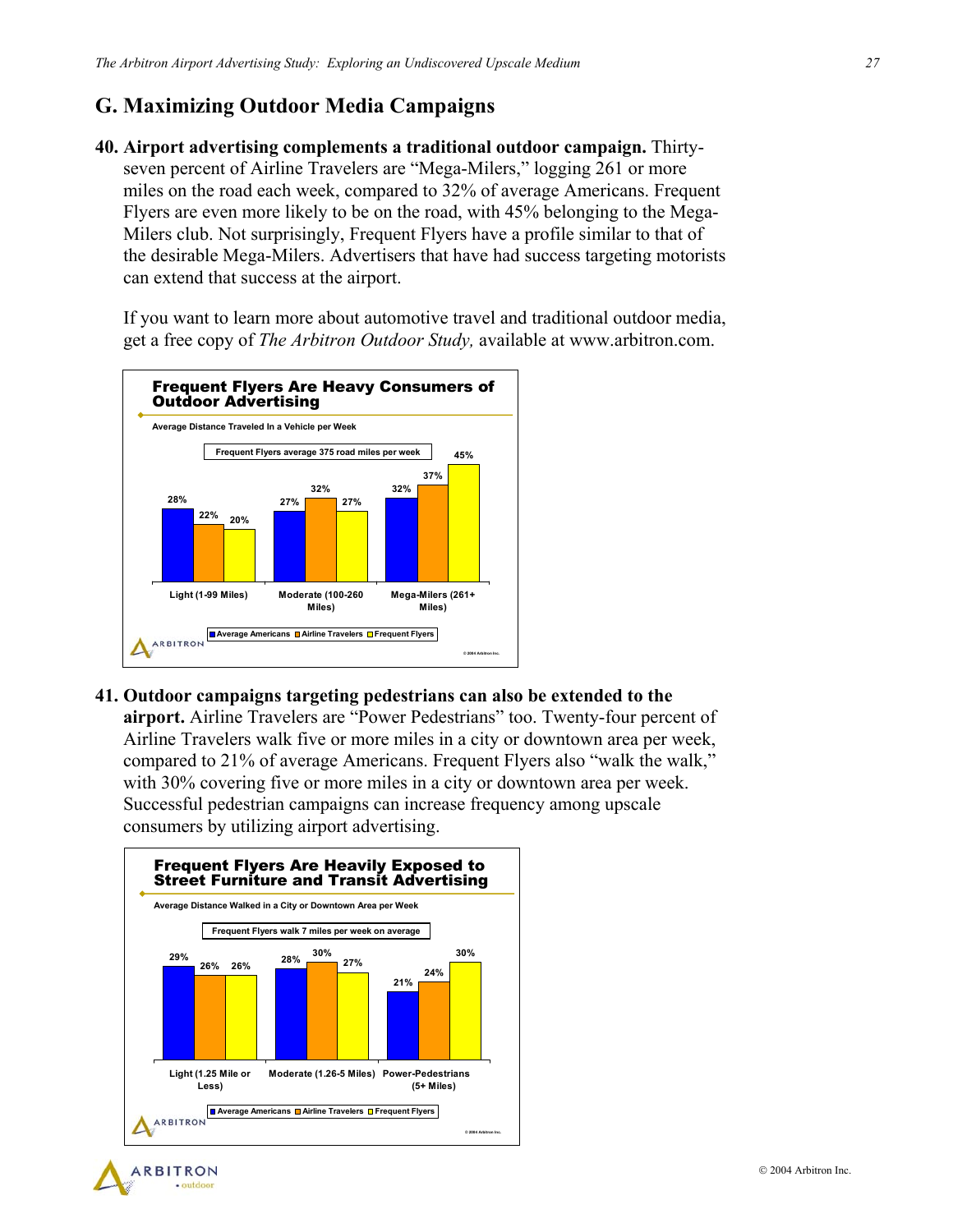## G. Maximizing Outdoor Media Campaigns

**40. Airport advertising complements a traditional outdoor campaign.** Thirty-seven percent of Airline Travelers are "Mega-Milers," logging 261 or more miles on the road each week, compared to 32% of average Americans. Frequent Flyers are even more likely to be on the road, with 45% belonging to the Mega-Milers club. Not surprisingly, Frequent Flyers have a profile similar to that of the desirable Mega-Milers. Advertisers that have had success targeting motorists can extend that success at the airport.

If you want to learn more about automotive travel and traditional outdoor media, get a free copy of *The Arbitron Outdoor Study,* available at www.arbitron.com.

**Frequent Flyers Are Heavy Consumers of Outdoor Advertising**

Average Distance Traveled In a Vehicle per Week

Frequent Flyers average 375 road miles per week

| | Average Americans | Airline Travelers | Frequent Flyers |
|---|---|---|---|
| Light (1-99 Miles) | 28% | 22% | 20% |
| Moderate (100-260 Miles) | 27% | 32% | 27% |
| Mega-Milers (261+ Miles) | 32% | 37% | 45% |

© 2004 Arbitron Inc.

**41. Outdoor campaigns targeting pedestrians can also be extended to the airport.** Airline Travelers are "Power Pedestrians" too. Twenty-four percent of Airline Travelers walk five or more miles in a city or downtown area per week, compared to 21% of average Americans. Frequent Flyers also "walk the walk," with 30% covering five or more miles in a city or downtown area per week. Successful pedestrian campaigns can increase frequency among upscale consumers by utilizing airport advertising.

**Frequent Flyers Are Heavily Exposed to Street Furniture and Transit Advertising**

Average Distance Walked in a City or Downtown Area per Week

Frequent Flyers walk 7 miles per week on average

| | Average Americans | Airline Travelers | Frequent Flyers |
|---|---|---|---|
| Light (1.25 Mile or Less) | 29% | 26% | 26% |
| Moderate (1.26-5 Miles) | 28% | 30% | 27% |
| Power-Pedestrians (5+ Miles) | 21% | 24% | 30% |

© 2004 Arbitron Inc.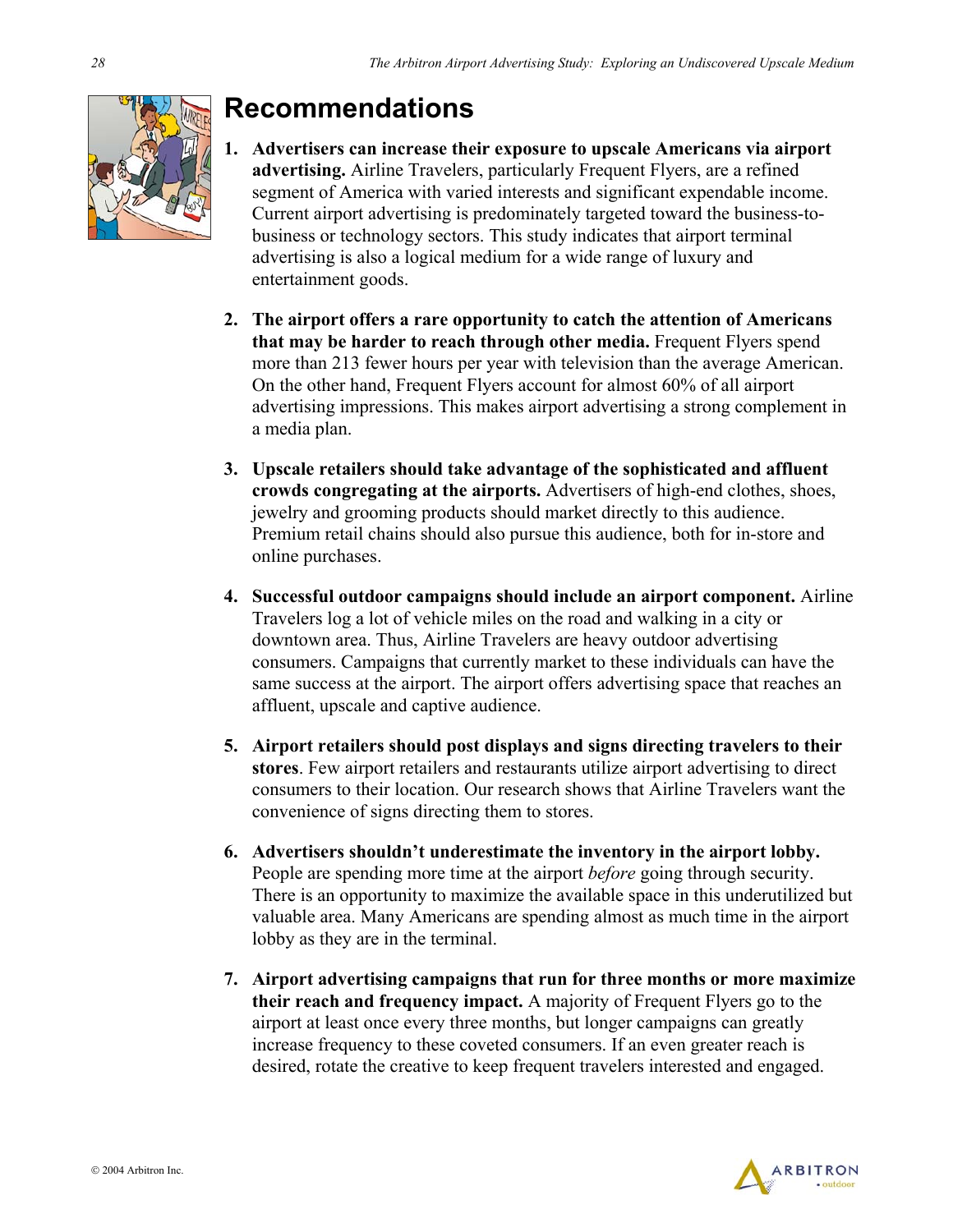# Recommendations

1. **Advertisers can increase their exposure to upscale Americans via airport advertising.** Airline Travelers, particularly Frequent Flyers, are a refined segment of America with varied interests and significant expendable income. Current airport advertising is predominately targeted toward the business-to-business or technology sectors. This study indicates that airport terminal advertising is also a logical medium for a wide range of luxury and entertainment goods.

2. **The airport offers a rare opportunity to catch the attention of Americans that may be harder to reach through other media.** Frequent Flyers spend more than 213 fewer hours per year with television than the average American. On the other hand, Frequent Flyers account for almost 60% of all airport advertising impressions. This makes airport advertising a strong complement in a media plan.

3. **Upscale retailers should take advantage of the sophisticated and affluent crowds congregating at the airports.** Advertisers of high-end clothes, shoes, jewelry and grooming products should market directly to this audience. Premium retail chains should also pursue this audience, both for in-store and online purchases.

4. **Successful outdoor campaigns should include an airport component.** Airline Travelers log a lot of vehicle miles on the road and walking in a city or downtown area. Thus, Airline Travelers are heavy outdoor advertising consumers. Campaigns that currently market to these individuals can have the same success at the airport. The airport offers advertising space that reaches an affluent, upscale and captive audience.

5. **Airport retailers should post displays and signs directing travelers to their stores**. Few airport retailers and restaurants utilize airport advertising to direct consumers to their location. Our research shows that Airline Travelers want the convenience of signs directing them to stores.

6. **Advertisers shouldn't underestimate the inventory in the airport lobby.** People are spending more time at the airport *before* going through security. There is an opportunity to maximize the available space in this underutilized but valuable area. Many Americans are spending almost as much time in the airport lobby as they are in the terminal.

7. **Airport advertising campaigns that run for three months or more maximize their reach and frequency impact.** A majority of Frequent Flyers go to the airport at least once every three months, but longer campaigns can greatly increase frequency to these coveted consumers. If an even greater reach is desired, rotate the creative to keep frequent travelers interested and engaged.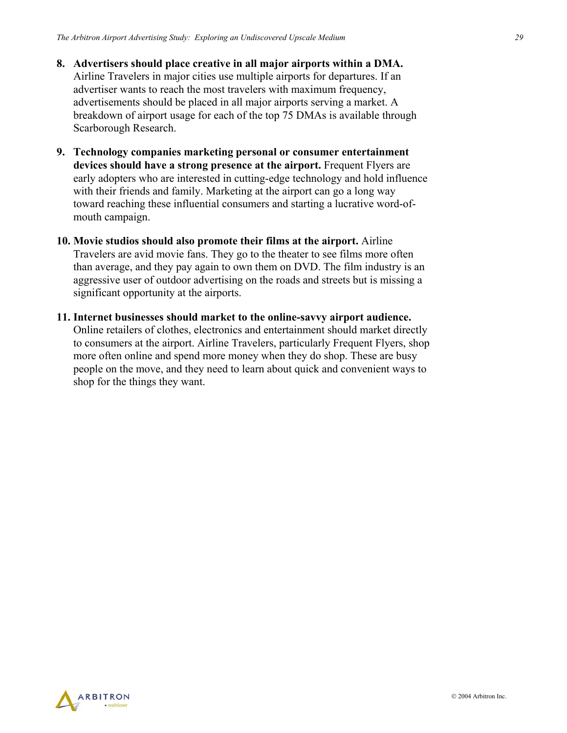8. **Advertisers should place creative in all major airports within a DMA.** Airline Travelers in major cities use multiple airports for departures. If an advertiser wants to reach the most travelers with maximum frequency, advertisements should be placed in all major airports serving a market. A breakdown of airport usage for each of the top 75 DMAs is available through Scarborough Research.

9. **Technology companies marketing personal or consumer entertainment devices should have a strong presence at the airport.** Frequent Flyers are early adopters who are interested in cutting-edge technology and hold influence with their friends and family. Marketing at the airport can go a long way toward reaching these influential consumers and starting a lucrative word-of-mouth campaign.

10. **Movie studios should also promote their films at the airport.** Airline Travelers are avid movie fans. They go to the theater to see films more often than average, and they pay again to own them on DVD. The film industry is an aggressive user of outdoor advertising on the roads and streets but is missing a significant opportunity at the airports.

11. **Internet businesses should market to the online-savvy airport audience.** Online retailers of clothes, electronics and entertainment should market directly to consumers at the airport. Airline Travelers, particularly Frequent Flyers, shop more often online and spend more money when they do shop. These are busy people on the move, and they need to learn about quick and convenient ways to shop for the things they want.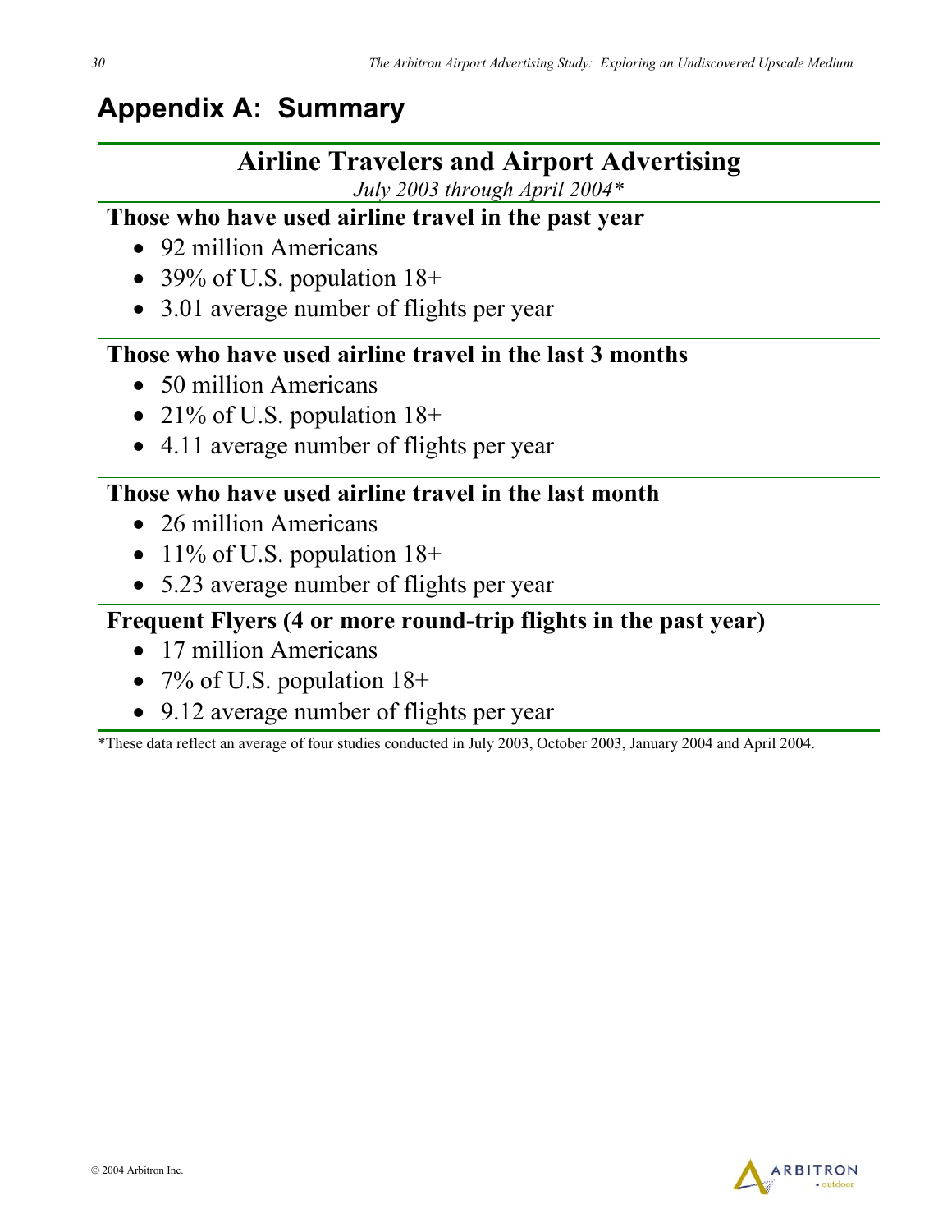# Appendix A: Summary

## Airline Travelers and Airport Advertising

*July 2003 through April 2004**

### Those who have used airline travel in the past year

- 92 million Americans
- 39% of U.S. population 18+
- 3.01 average number of flights per year

### Those who have used airline travel in the last 3 months

- 50 million Americans
- 21% of U.S. population 18+
- 4.11 average number of flights per year

### Those who have used airline travel in the last month

- 26 million Americans
- 11% of U.S. population 18+
- 5.23 average number of flights per year

### Frequent Flyers (4 or more round-trip flights in the past year)

- 17 million Americans
- 7% of U.S. population 18+
- 9.12 average number of flights per year

*These data reflect an average of four studies conducted in July 2003, October 2003, January 2004 and April 2004.

© 2004 Arbitron Inc.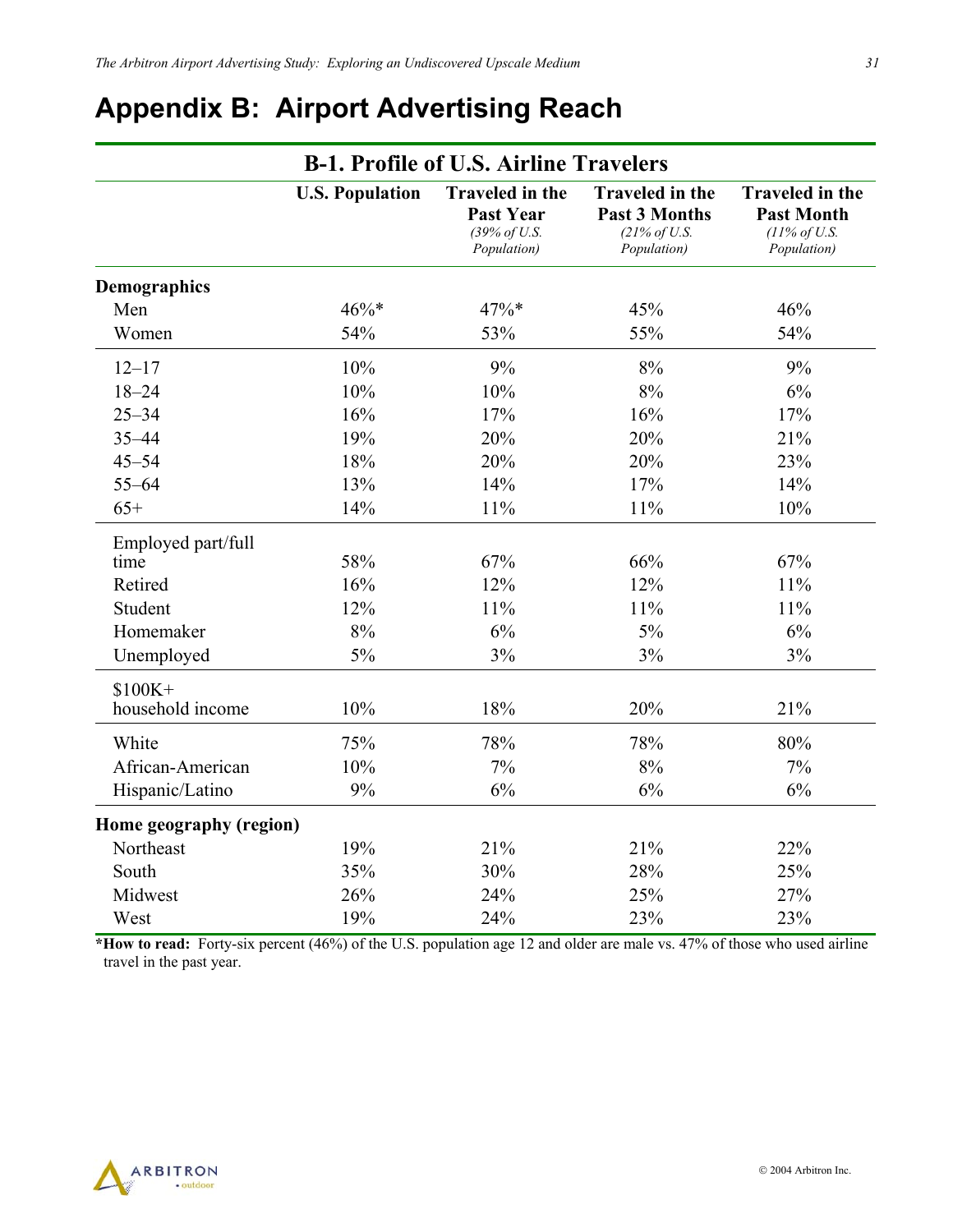# Appendix B: Airport Advertising Reach

**B-1. Profile of U.S. Airline Travelers**

| | U.S. Population | Traveled in the Past Year *(39% of U.S. Population)* | Traveled in the Past 3 Months *(21% of U.S. Population)* | Traveled in the Past Month *(11% of U.S. Population)* |
|---|---|---|---|---|
| **Demographics** | | | | |
| Men | 46%* | 47%* | 45% | 46% |
| Women | 54% | 53% | 55% | 54% |
| 12–17 | 10% | 9% | 8% | 9% |
| 18–24 | 10% | 10% | 8% | 6% |
| 25–34 | 16% | 17% | 16% | 17% |
| 35–44 | 19% | 20% | 20% | 21% |
| 45–54 | 18% | 20% | 20% | 23% |
| 55–64 | 13% | 14% | 17% | 14% |
| 65+ | 14% | 11% | 11% | 10% |
| Employed part/full time | 58% | 67% | 66% | 67% |
| Retired | 16% | 12% | 12% | 11% |
| Student | 12% | 11% | 11% | 11% |
| Homemaker | 8% | 6% | 5% | 6% |
| Unemployed | 5% | 3% | 3% | 3% |
| $100K+ household income | 10% | 18% | 20% | 21% |
| White | 75% | 78% | 78% | 80% |
| African-American | 10% | 7% | 8% | 7% |
| Hispanic/Latino | 9% | 6% | 6% | 6% |
| **Home geography (region)** | | | | |
| Northeast | 19% | 21% | 21% | 22% |
| South | 35% | 30% | 28% | 25% |
| Midwest | 26% | 24% | 25% | 27% |
| West | 19% | 24% | 23% | 23% |

***How to read:** Forty-six percent (46%) of the U.S. population age 12 and older are male vs. 47% of those who used airline travel in the past year.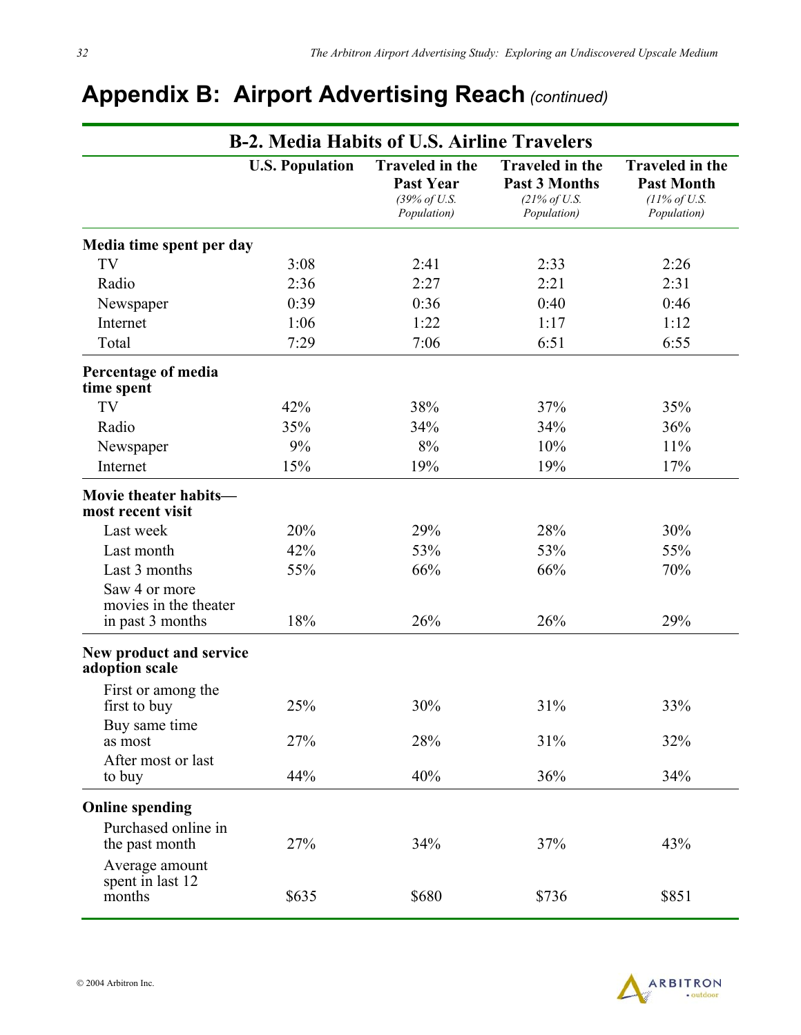# Appendix B: Airport Advertising Reach *(continued)*

| B-2. Media Habits of U.S. Airline Travelers | | | | |
|---|---|---|---|---|
| | **U.S. Population** | **Traveled in the Past Year** *(39% of U.S. Population)* | **Traveled in the Past 3 Months** *(21% of U.S. Population)* | **Traveled in the Past Month** *(11% of U.S. Population)* |
| **Media time spent per day** | | | | |
| TV | 3:08 | 2:41 | 2:33 | 2:26 |
| Radio | 2:36 | 2:27 | 2:21 | 2:31 |
| Newspaper | 0:39 | 0:36 | 0:40 | 0:46 |
| Internet | 1:06 | 1:22 | 1:17 | 1:12 |
| Total | 7:29 | 7:06 | 6:51 | 6:55 |
| **Percentage of media time spent** | | | | |
| TV | 42% | 38% | 37% | 35% |
| Radio | 35% | 34% | 34% | 36% |
| Newspaper | 9% | 8% | 10% | 11% |
| Internet | 15% | 19% | 19% | 17% |
| **Movie theater habits—most recent visit** | | | | |
| Last week | 20% | 29% | 28% | 30% |
| Last month | 42% | 53% | 53% | 55% |
| Last 3 months | 55% | 66% | 66% | 70% |
| Saw 4 or more movies in the theater in past 3 months | 18% | 26% | 26% | 29% |
| **New product and service adoption scale** | | | | |
| First or among the first to buy | 25% | 30% | 31% | 33% |
| Buy same time as most | 27% | 28% | 31% | 32% |
| After most or last to buy | 44% | 40% | 36% | 34% |
| **Online spending** | | | | |
| Purchased online in the past month | 27% | 34% | 37% | 43% |
| Average amount spent in last 12 months | $635 | $680 | $736 | $851 |

© 2004 Arbitron Inc.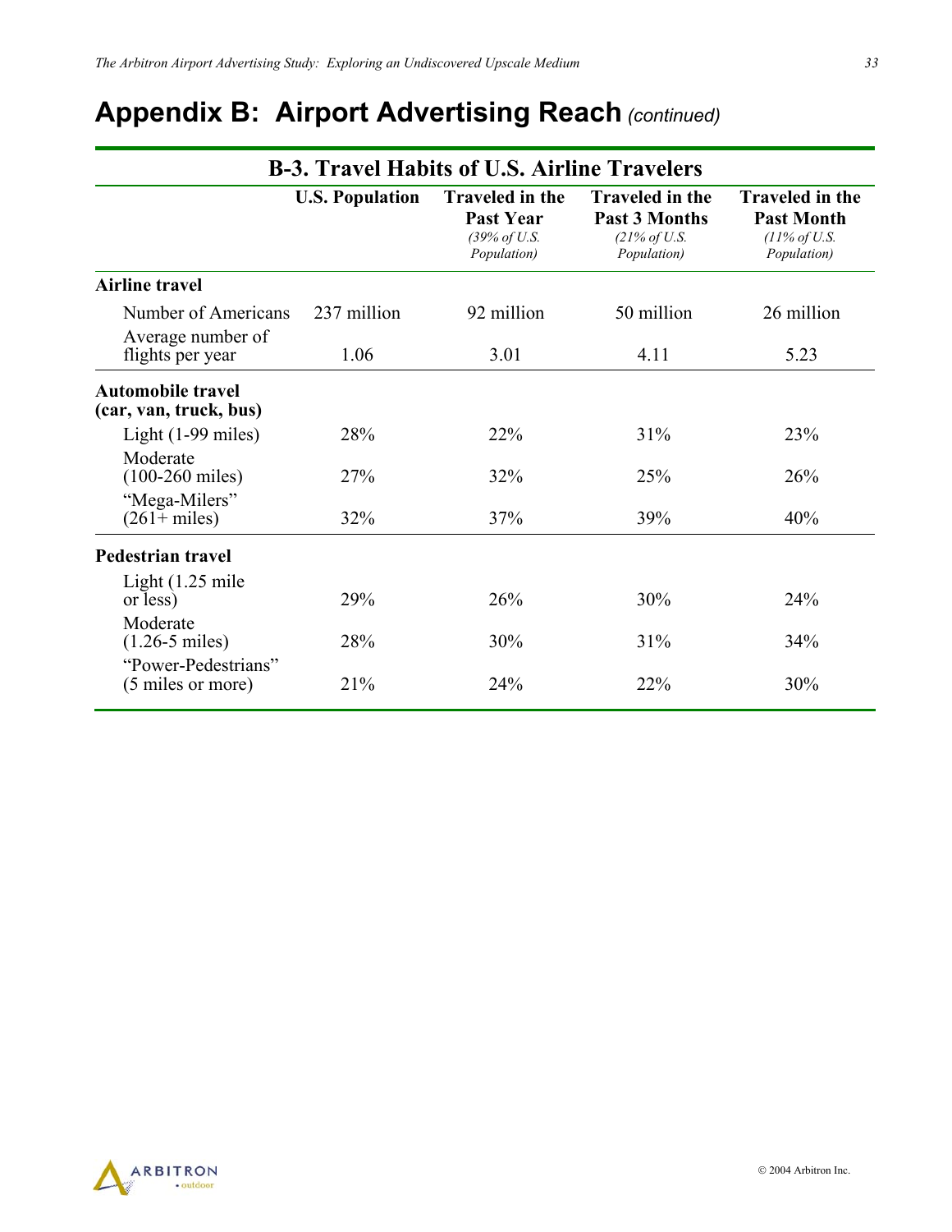# Appendix B: Airport Advertising Reach *(continued)*

| B-3. Travel Habits of U.S. Airline Travelers | U.S. Population | Traveled in the Past Year *(39% of U.S. Population)* | Traveled in the Past 3 Months *(21% of U.S. Population)* | Traveled in the Past Month *(11% of U.S. Population)* |
|---|---|---|---|---|
| **Airline travel** | | | | |
| Number of Americans | 237 million | 92 million | 50 million | 26 million |
| Average number of flights per year | 1.06 | 3.01 | 4.11 | 5.23 |
| **Automobile travel (car, van, truck, bus)** | | | | |
| Light (1-99 miles) | 28% | 22% | 31% | 23% |
| Moderate (100-260 miles) | 27% | 32% | 25% | 26% |
| "Mega-Milers" (261+ miles) | 32% | 37% | 39% | 40% |
| **Pedestrian travel** | | | | |
| Light (1.25 mile or less) | 29% | 26% | 30% | 24% |
| Moderate (1.26-5 miles) | 28% | 30% | 31% | 34% |
| "Power-Pedestrians" (5 miles or more) | 21% | 24% | 22% | 30% |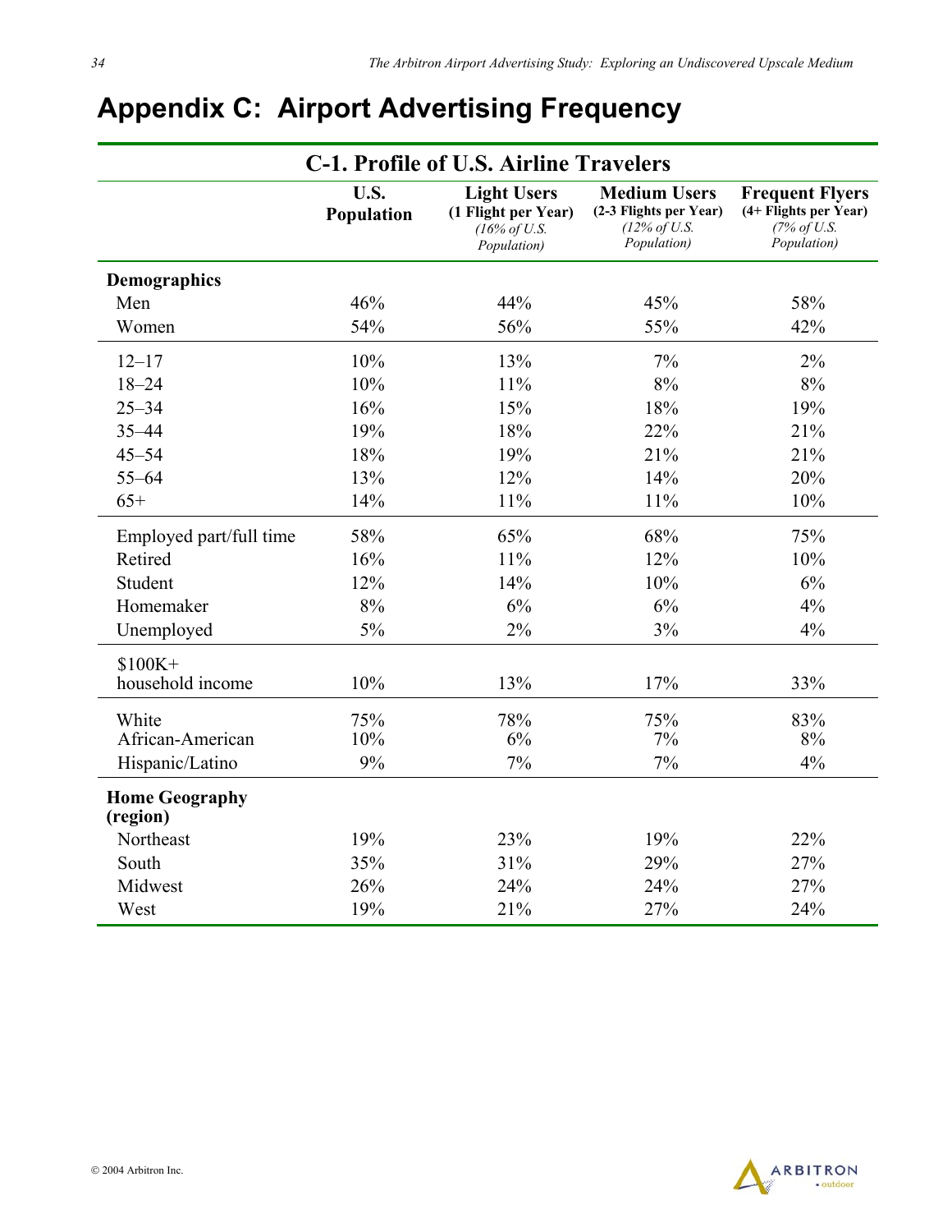# Appendix C: Airport Advertising Frequency

| C-1. Profile of U.S. Airline Travelers | | | | |
|---|---|---|---|---|
| | **U.S. Population** | **Light Users (1 Flight per Year)** *(16% of U.S. Population)* | **Medium Users (2-3 Flights per Year)** *(12% of U.S. Population)* | **Frequent Flyers (4+ Flights per Year)** *(7% of U.S. Population)* |
| **Demographics** | | | | |
| Men | 46% | 44% | 45% | 58% |
| Women | 54% | 56% | 55% | 42% |
| 12–17 | 10% | 13% | 7% | 2% |
| 18–24 | 10% | 11% | 8% | 8% |
| 25–34 | 16% | 15% | 18% | 19% |
| 35–44 | 19% | 18% | 22% | 21% |
| 45–54 | 18% | 19% | 21% | 21% |
| 55–64 | 13% | 12% | 14% | 20% |
| 65+ | 14% | 11% | 11% | 10% |
| Employed part/full time | 58% | 65% | 68% | 75% |
| Retired | 16% | 11% | 12% | 10% |
| Student | 12% | 14% | 10% | 6% |
| Homemaker | 8% | 6% | 6% | 4% |
| Unemployed | 5% | 2% | 3% | 4% |
| $100K+ household income | 10% | 13% | 17% | 33% |
| White | 75% | 78% | 75% | 83% |
| African-American | 10% | 6% | 7% | 8% |
| Hispanic/Latino | 9% | 7% | 7% | 4% |
| **Home Geography (region)** | | | | |
| Northeast | 19% | 23% | 19% | 22% |
| South | 35% | 31% | 29% | 27% |
| Midwest | 26% | 24% | 24% | 27% |
| West | 19% | 21% | 27% | 24% |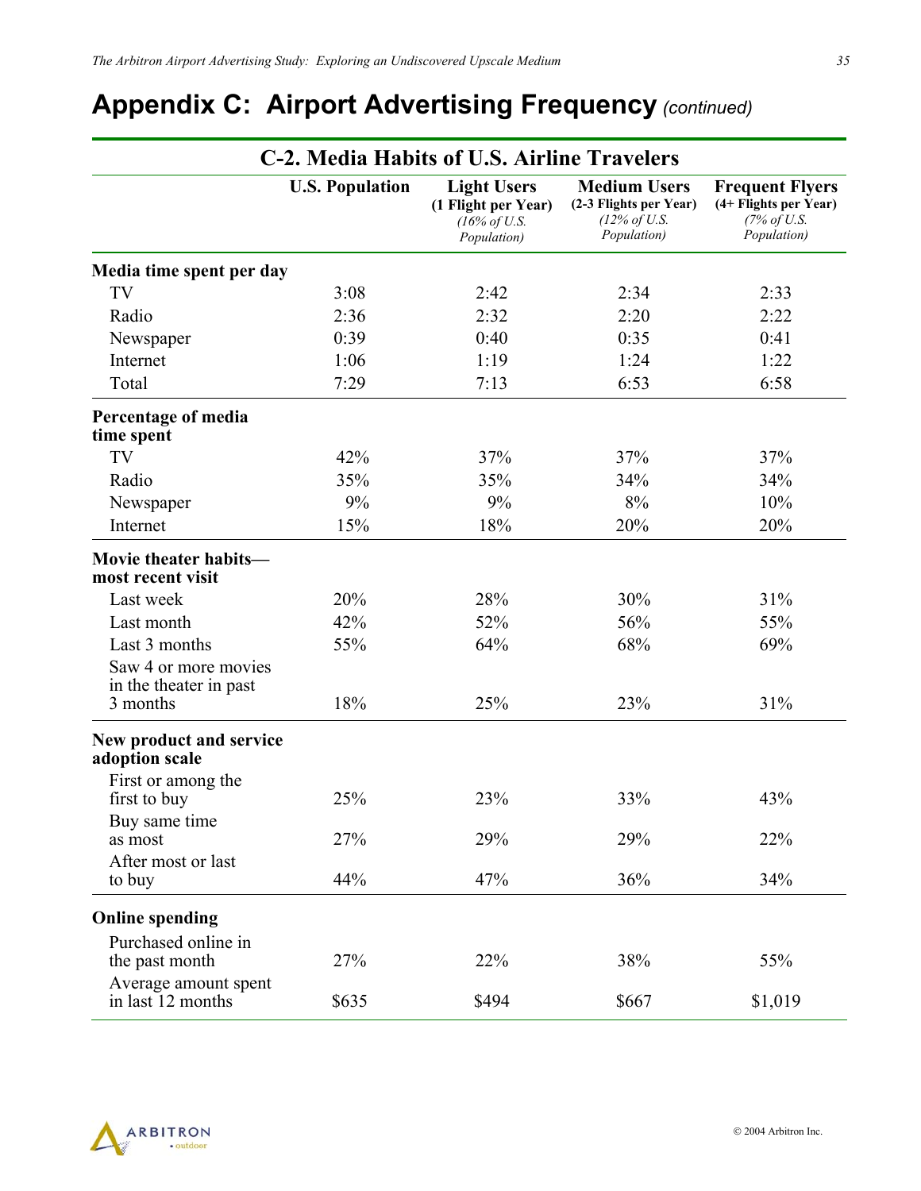# Appendix C: Airport Advertising Frequency *(continued)*

| C-2. Media Habits of U.S. Airline Travelers | | | | |
|---|---|---|---|---|
| | **U.S. Population** | **Light Users (1 Flight per Year)** *(16% of U.S. Population)* | **Medium Users (2-3 Flights per Year)** *(12% of U.S. Population)* | **Frequent Flyers (4+ Flights per Year)** *(7% of U.S. Population)* |
| **Media time spent per day** | | | | |
| TV | 3:08 | 2:42 | 2:34 | 2:33 |
| Radio | 2:36 | 2:32 | 2:20 | 2:22 |
| Newspaper | 0:39 | 0:40 | 0:35 | 0:41 |
| Internet | 1:06 | 1:19 | 1:24 | 1:22 |
| Total | 7:29 | 7:13 | 6:53 | 6:58 |
| **Percentage of media time spent** | | | | |
| TV | 42% | 37% | 37% | 37% |
| Radio | 35% | 35% | 34% | 34% |
| Newspaper | 9% | 9% | 8% | 10% |
| Internet | 15% | 18% | 20% | 20% |
| **Movie theater habits—most recent visit** | | | | |
| Last week | 20% | 28% | 30% | 31% |
| Last month | 42% | 52% | 56% | 55% |
| Last 3 months | 55% | 64% | 68% | 69% |
| Saw 4 or more movies in the theater in past 3 months | 18% | 25% | 23% | 31% |
| **New product and service adoption scale** | | | | |
| First or among the first to buy | 25% | 23% | 33% | 43% |
| Buy same time as most | 27% | 29% | 29% | 22% |
| After most or last to buy | 44% | 47% | 36% | 34% |
| **Online spending** | | | | |
| Purchased online in the past month | 27% | 22% | 38% | 55% |
| Average amount spent in last 12 months | $635 | $494 | $667 | $1,019 |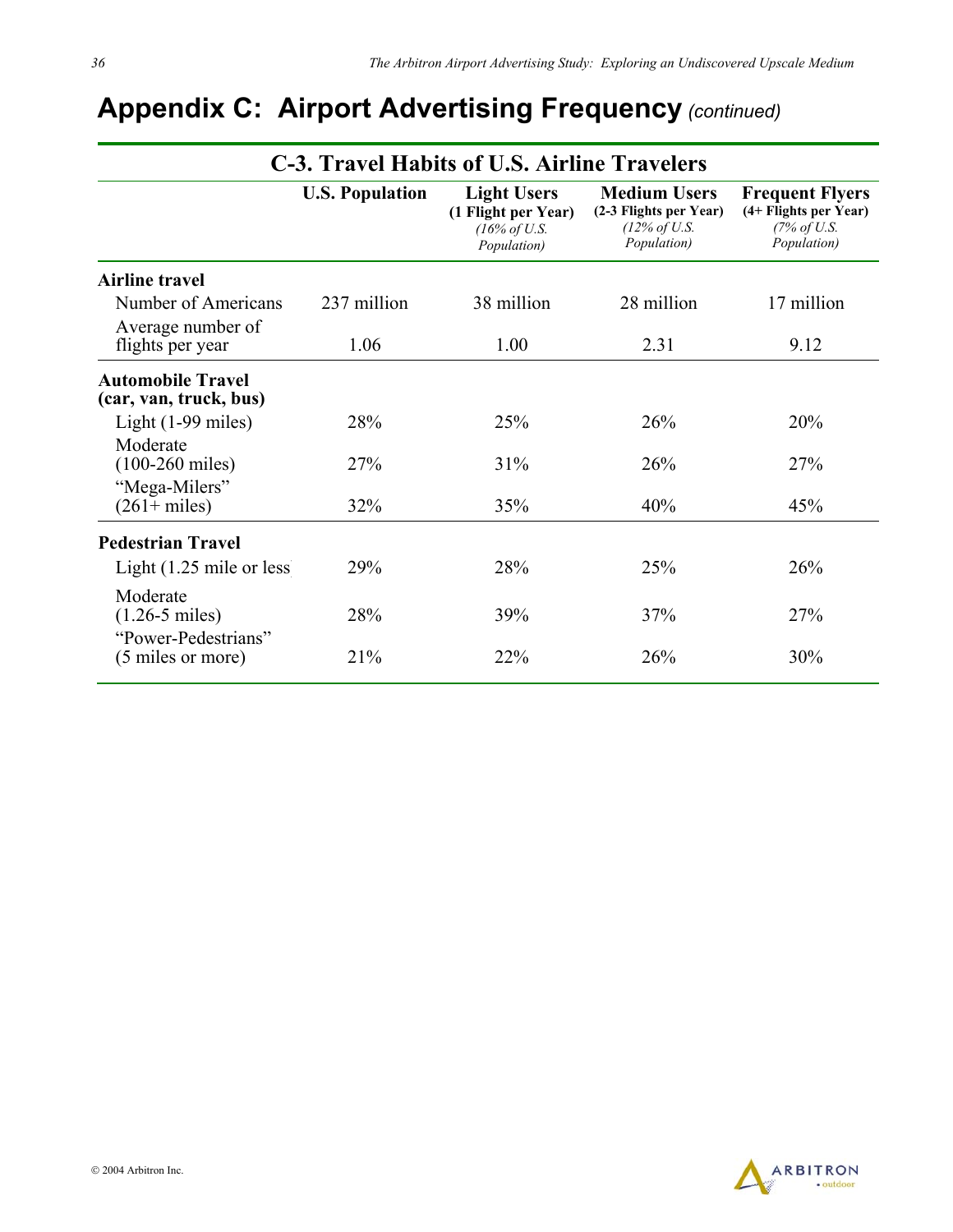# Appendix C: Airport Advertising Frequency *(continued)*

## C-3. Travel Habits of U.S. Airline Travelers

| | U.S. Population | Light Users (1 Flight per Year) *(16% of U.S. Population)* | Medium Users (2-3 Flights per Year) *(12% of U.S. Population)* | Frequent Flyers (4+ Flights per Year) *(7% of U.S. Population)* |
|---|---|---|---|---|
| **Airline travel** | | | | |
| Number of Americans | 237 million | 38 million | 28 million | 17 million |
| Average number of flights per year | 1.06 | 1.00 | 2.31 | 9.12 |
| **Automobile Travel (car, van, truck, bus)** | | | | |
| Light (1-99 miles) | 28% | 25% | 26% | 20% |
| Moderate (100-260 miles) | 27% | 31% | 26% | 27% |
| "Mega-Milers" (261+ miles) | 32% | 35% | 40% | 45% |
| **Pedestrian Travel** | | | | |
| Light (1.25 mile or less | 29% | 28% | 25% | 26% |
| Moderate (1.26-5 miles) | 28% | 39% | 37% | 27% |
| "Power-Pedestrians" (5 miles or more) | 21% | 22% | 26% | 30% |

© 2004 Arbitron Inc.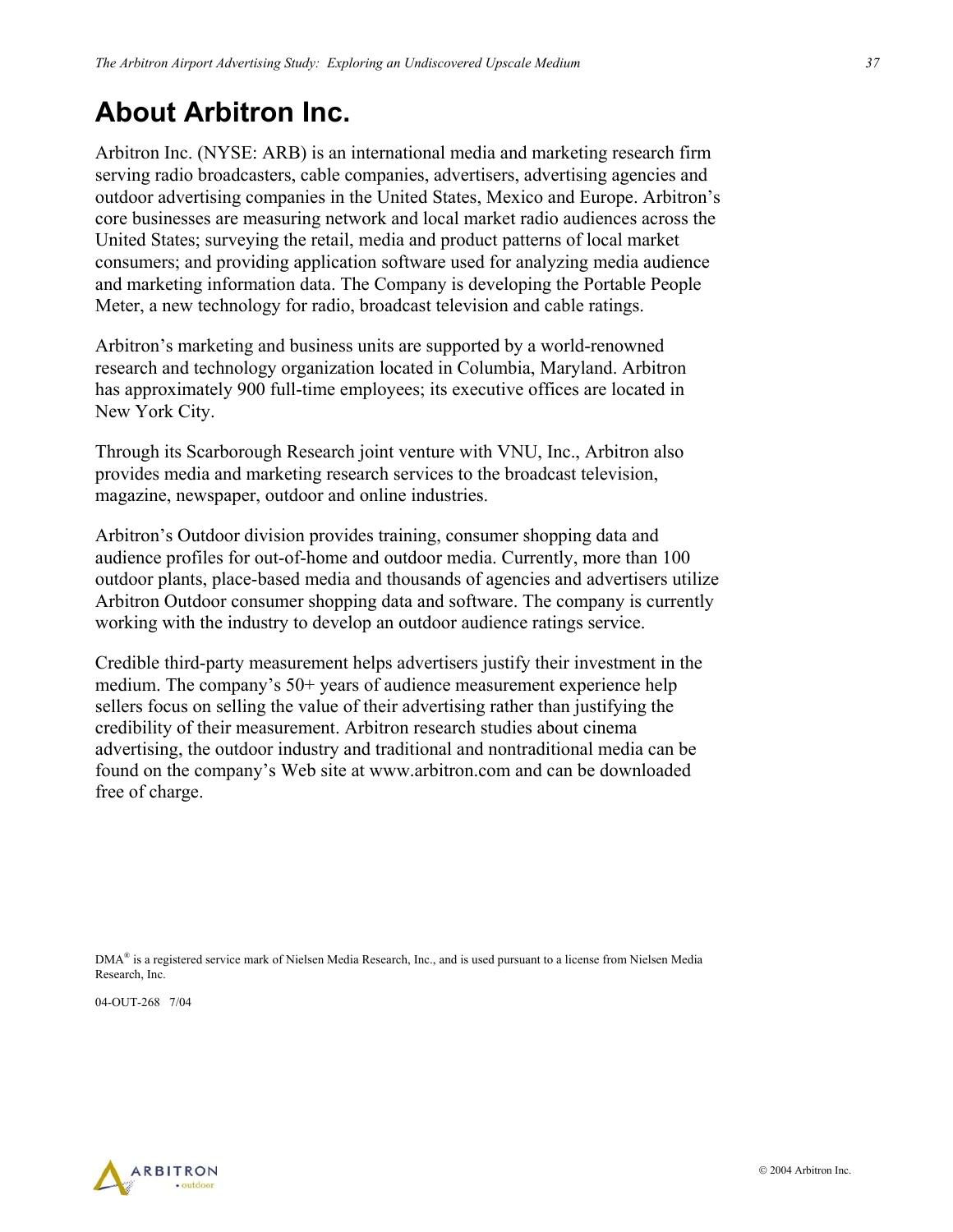# About Arbitron Inc.

Arbitron Inc. (NYSE: ARB) is an international media and marketing research firm serving radio broadcasters, cable companies, advertisers, advertising agencies and outdoor advertising companies in the United States, Mexico and Europe. Arbitron's core businesses are measuring network and local market radio audiences across the United States; surveying the retail, media and product patterns of local market consumers; and providing application software used for analyzing media audience and marketing information data. The Company is developing the Portable People Meter, a new technology for radio, broadcast television and cable ratings.

Arbitron's marketing and business units are supported by a world-renowned research and technology organization located in Columbia, Maryland. Arbitron has approximately 900 full-time employees; its executive offices are located in New York City.

Through its Scarborough Research joint venture with VNU, Inc., Arbitron also provides media and marketing research services to the broadcast television, magazine, newspaper, outdoor and online industries.

Arbitron's Outdoor division provides training, consumer shopping data and audience profiles for out-of-home and outdoor media. Currently, more than 100 outdoor plants, place-based media and thousands of agencies and advertisers utilize Arbitron Outdoor consumer shopping data and software. The company is currently working with the industry to develop an outdoor audience ratings service.

Credible third-party measurement helps advertisers justify their investment in the medium. The company's 50+ years of audience measurement experience help sellers focus on selling the value of their advertising rather than justifying the credibility of their measurement. Arbitron research studies about cinema advertising, the outdoor industry and traditional and nontraditional media can be found on the company's Web site at www.arbitron.com and can be downloaded free of charge.

DMA® is a registered service mark of Nielsen Media Research, Inc., and is used pursuant to a license from Nielsen Media Research, Inc.

04-OUT-268 7/04

© 2004 Arbitron Inc.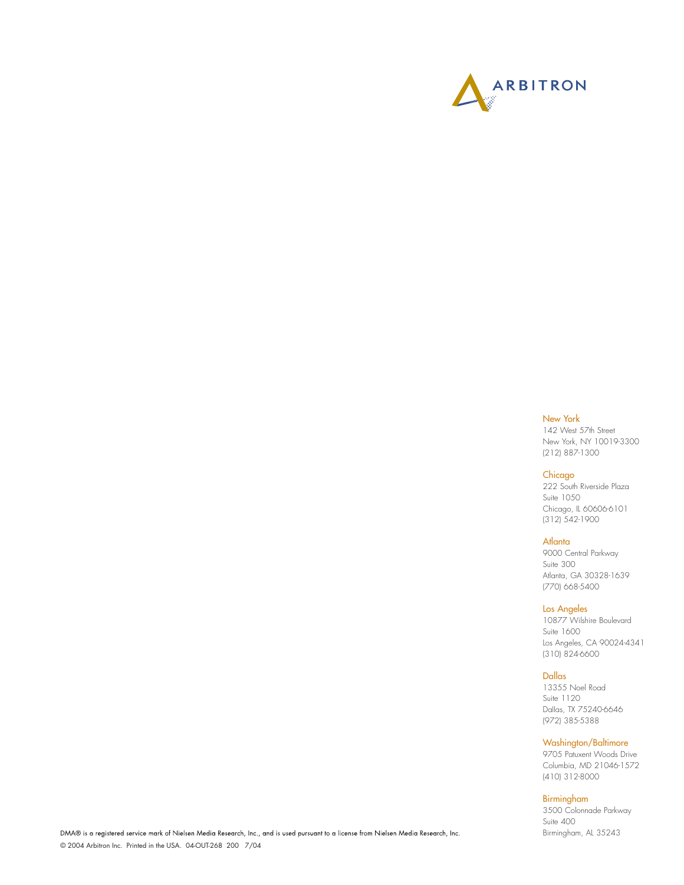ARBITRON

**New York**
142 West 57th Street
New York, NY 10019-3300
(212) 887-1300

**Chicago**
222 South Riverside Plaza
Suite 1050
Chicago, IL 60606-6101
(312) 542-1900

**Atlanta**
9000 Central Parkway
Suite 300
Atlanta, GA 30328-1639
(770) 668-5400

**Los Angeles**
10877 Wilshire Boulevard
Suite 1600
Los Angeles, CA 90024-4341
(310) 824-6600

**Dallas**
13355 Noel Road
Suite 1120
Dallas, TX 75240-6646
(972) 385-5388

**Washington/Baltimore**
9705 Patuxent Woods Drive
Columbia, MD 21046-1572
(410) 312-8000

**Birmingham**
3500 Colonnade Parkway
Suite 400
Birmingham, AL 35243

DMA® is a registered service mark of Nielsen Media Research, Inc., and is used pursuant to a license from Nielsen Media Research, Inc.

© 2004 Arbitron Inc. Printed in the USA. 04-OUT-268 200 7/04